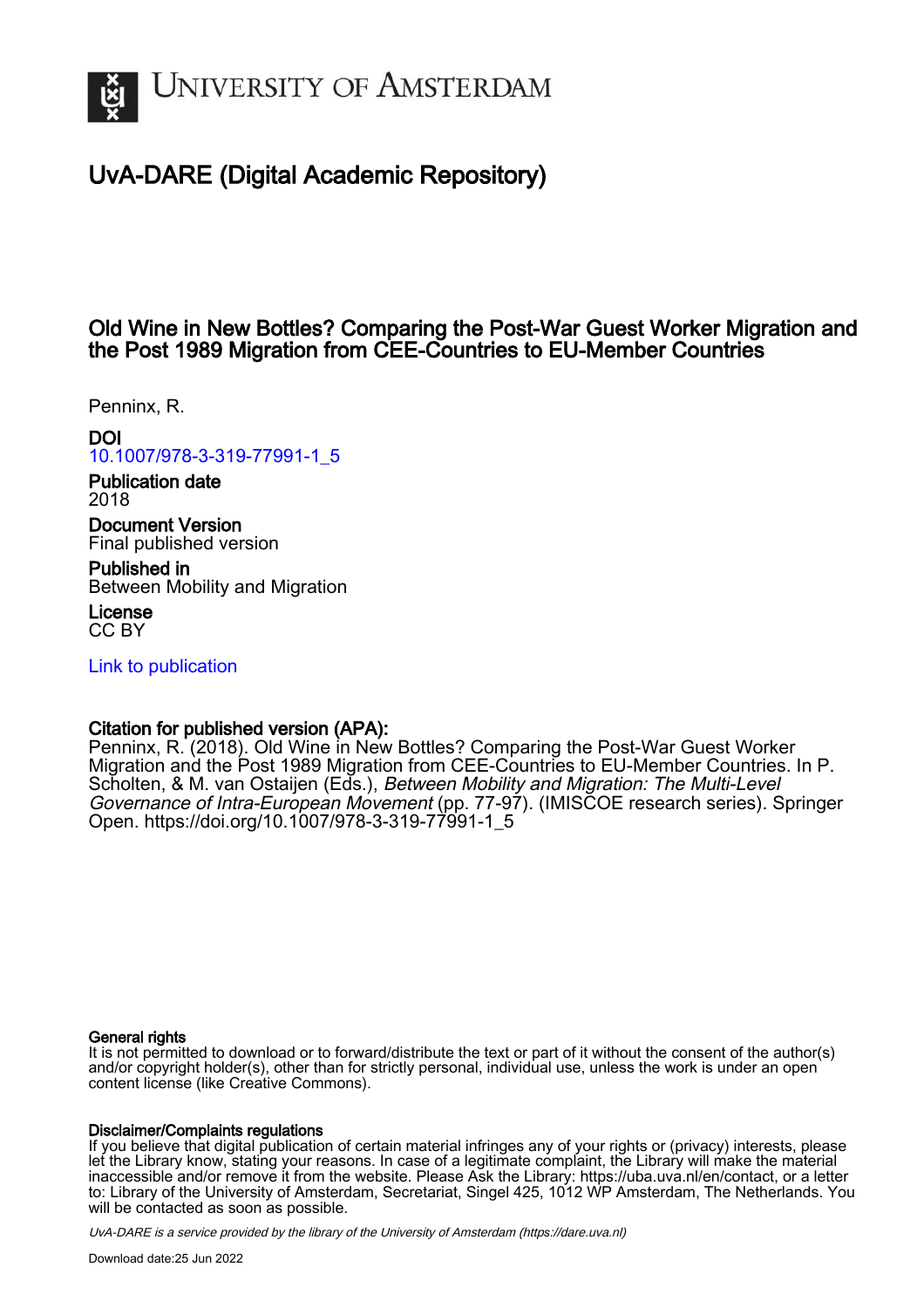# University of Amsterdam

## UvA-DARE (Digital Academic Repository)

### Old Wine in New Bottles? Comparing the Post-War Guest Worker Migration and the Post 1989 Migration from CEE-Countries to EU-Member Countries

Penninx, R.

**DOI**
10.1007/978-3-319-77991-1_5

**Publication date**
2018

**Document Version**
Final published version

**Published in**
Between Mobility and Migration

**License**
CC BY

Link to publication

**Citation for published version (APA):**
Penninx, R. (2018). Old Wine in New Bottles? Comparing the Post-War Guest Worker Migration and the Post 1989 Migration from CEE-Countries to EU-Member Countries. In P. Scholten, & M. van Ostaijen (Eds.), *Between Mobility and Migration: The Multi-Level Governance of Intra-European Movement* (pp. 77-97). (IMISCOE research series). Springer Open. https://doi.org/10.1007/978-3-319-77991-1_5

**General rights**
It is not permitted to download or to forward/distribute the text or part of it without the consent of the author(s) and/or copyright holder(s), other than for strictly personal, individual use, unless the work is under an open content license (like Creative Commons).

**Disclaimer/Complaints regulations**
If you believe that digital publication of certain material infringes any of your rights or (privacy) interests, please let the Library know, stating your reasons. In case of a legitimate complaint, the Library will make the material inaccessible and/or remove it from the website. Please Ask the Library: https://uba.uva.nl/en/contact, or a letter to: Library of the University of Amsterdam, Secretariat, Singel 425, 1012 WP Amsterdam, The Netherlands. You will be contacted as soon as possible.

UvA-DARE is a service provided by the library of the University of Amsterdam (https://dare.uva.nl)

Download date:25 Jun 2022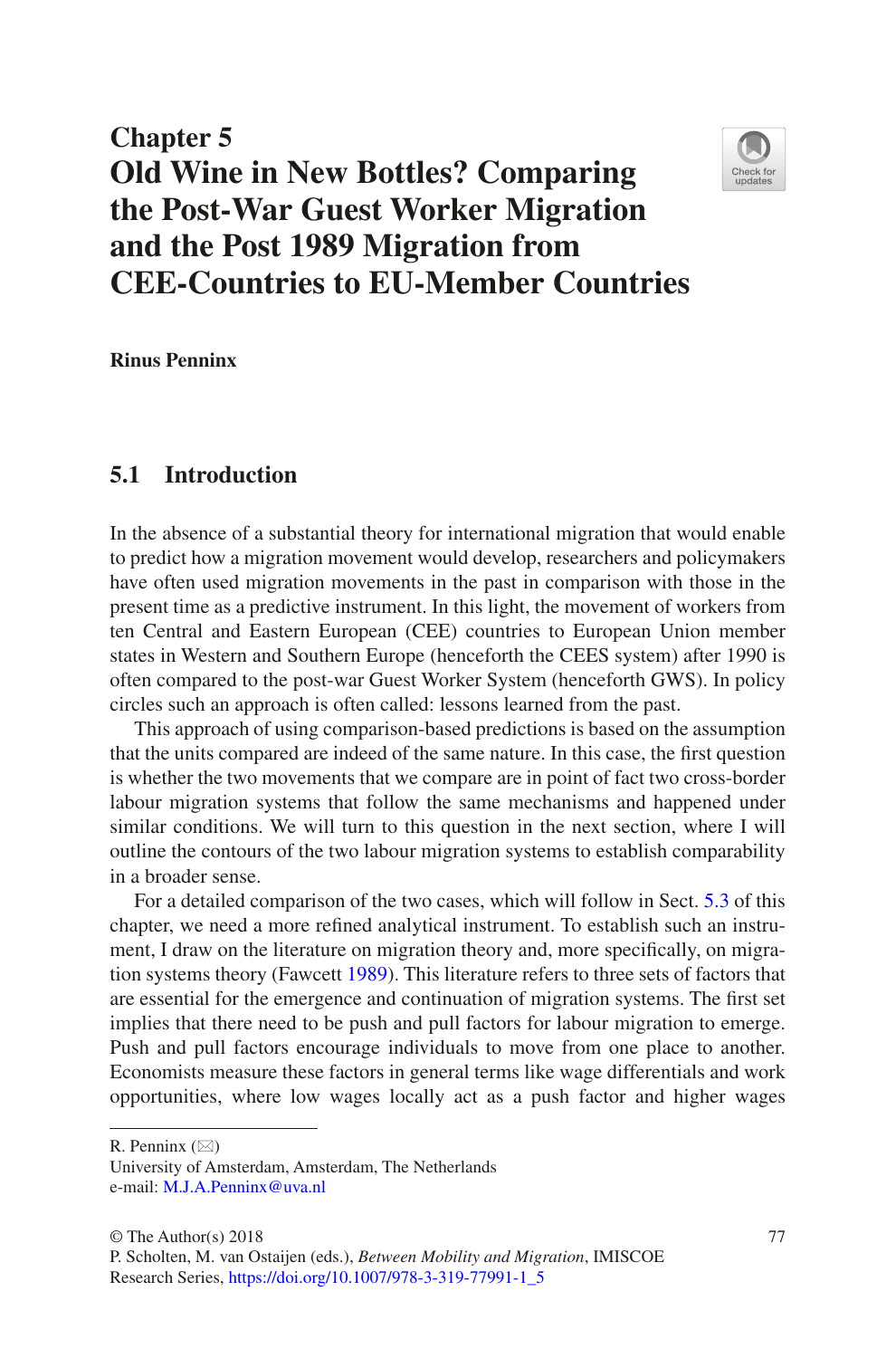# Chapter 5
# Old Wine in New Bottles? Comparing the Post-War Guest Worker Migration and the Post 1989 Migration from CEE-Countries to EU-Member Countries

**Rinus Penninx**

## 5.1 Introduction

In the absence of a substantial theory for international migration that would enable to predict how a migration movement would develop, researchers and policymakers have often used migration movements in the past in comparison with those in the present time as a predictive instrument. In this light, the movement of workers from ten Central and Eastern European (CEE) countries to European Union member states in Western and Southern Europe (henceforth the CEES system) after 1990 is often compared to the post-war Guest Worker System (henceforth GWS). In policy circles such an approach is often called: lessons learned from the past.

This approach of using comparison-based predictions is based on the assumption that the units compared are indeed of the same nature. In this case, the first question is whether the two movements that we compare are in point of fact two cross-border labour migration systems that follow the same mechanisms and happened under similar conditions. We will turn to this question in the next section, where I will outline the contours of the two labour migration systems to establish comparability in a broader sense.

For a detailed comparison of the two cases, which will follow in Sect. 5.3 of this chapter, we need a more refined analytical instrument. To establish such an instrument, I draw on the literature on migration theory and, more specifically, on migration systems theory (Fawcett 1989). This literature refers to three sets of factors that are essential for the emergence and continuation of migration systems. The first set implies that there need to be push and pull factors for labour migration to emerge. Push and pull factors encourage individuals to move from one place to another. Economists measure these factors in general terms like wage differentials and work opportunities, where low wages locally act as a push factor and higher wages

---

R. Penninx (✉)
University of Amsterdam, Amsterdam, The Netherlands
e-mail: M.J.A.Penninx@uva.nl

© The Author(s) 2018
P. Scholten, M. van Ostaijen (eds.), *Between Mobility and Migration*, IMISCOE Research Series, https://doi.org/10.1007/978-3-319-77991-1_5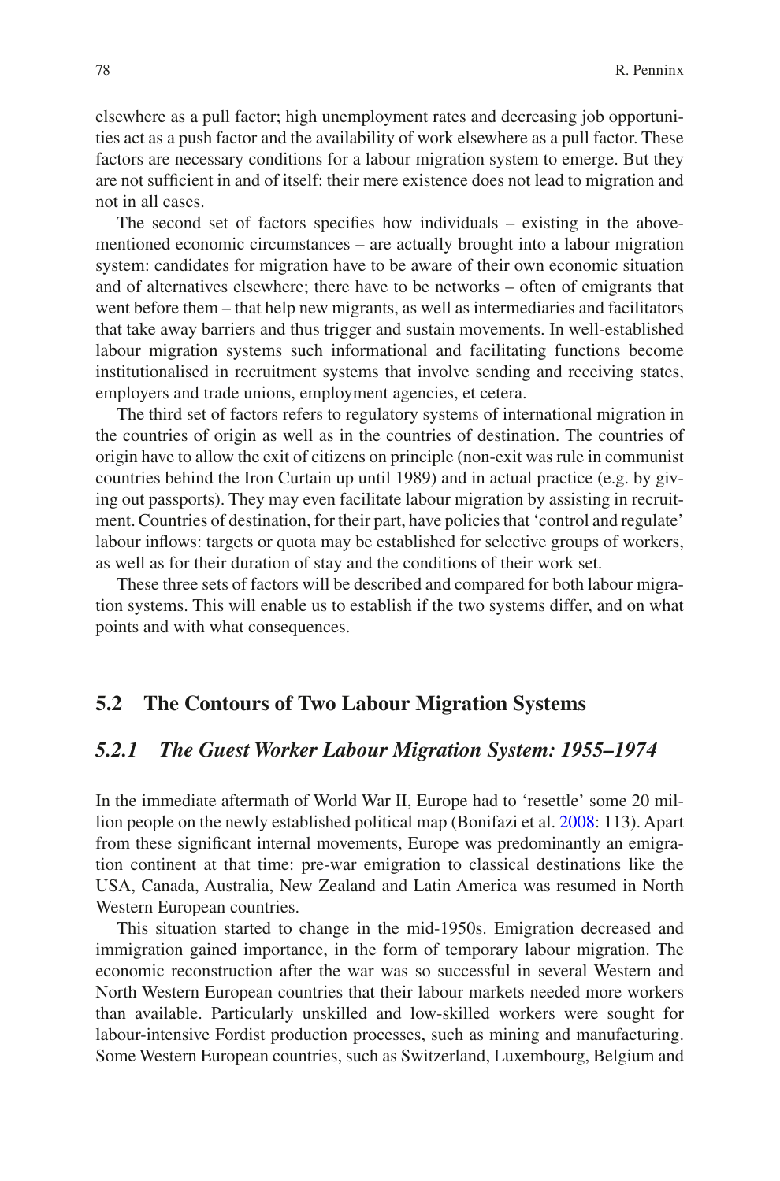elsewhere as a pull factor; high unemployment rates and decreasing job opportunities act as a push factor and the availability of work elsewhere as a pull factor. These factors are necessary conditions for a labour migration system to emerge. But they are not sufficient in and of itself: their mere existence does not lead to migration and not in all cases.

The second set of factors specifies how individuals – existing in the above-mentioned economic circumstances – are actually brought into a labour migration system: candidates for migration have to be aware of their own economic situation and of alternatives elsewhere; there have to be networks – often of emigrants that went before them – that help new migrants, as well as intermediaries and facilitators that take away barriers and thus trigger and sustain movements. In well-established labour migration systems such informational and facilitating functions become institutionalised in recruitment systems that involve sending and receiving states, employers and trade unions, employment agencies, et cetera.

The third set of factors refers to regulatory systems of international migration in the countries of origin as well as in the countries of destination. The countries of origin have to allow the exit of citizens on principle (non-exit was rule in communist countries behind the Iron Curtain up until 1989) and in actual practice (e.g. by giving out passports). They may even facilitate labour migration by assisting in recruitment. Countries of destination, for their part, have policies that 'control and regulate' labour inflows: targets or quota may be established for selective groups of workers, as well as for their duration of stay and the conditions of their work set.

These three sets of factors will be described and compared for both labour migration systems. This will enable us to establish if the two systems differ, and on what points and with what consequences.

## 5.2 The Contours of Two Labour Migration Systems

### *5.2.1 The Guest Worker Labour Migration System: 1955–1974*

In the immediate aftermath of World War II, Europe had to 'resettle' some 20 million people on the newly established political map (Bonifazi et al. 2008: 113). Apart from these significant internal movements, Europe was predominantly an emigration continent at that time: pre-war emigration to classical destinations like the USA, Canada, Australia, New Zealand and Latin America was resumed in North Western European countries.

This situation started to change in the mid-1950s. Emigration decreased and immigration gained importance, in the form of temporary labour migration. The economic reconstruction after the war was so successful in several Western and North Western European countries that their labour markets needed more workers than available. Particularly unskilled and low-skilled workers were sought for labour-intensive Fordist production processes, such as mining and manufacturing. Some Western European countries, such as Switzerland, Luxembourg, Belgium and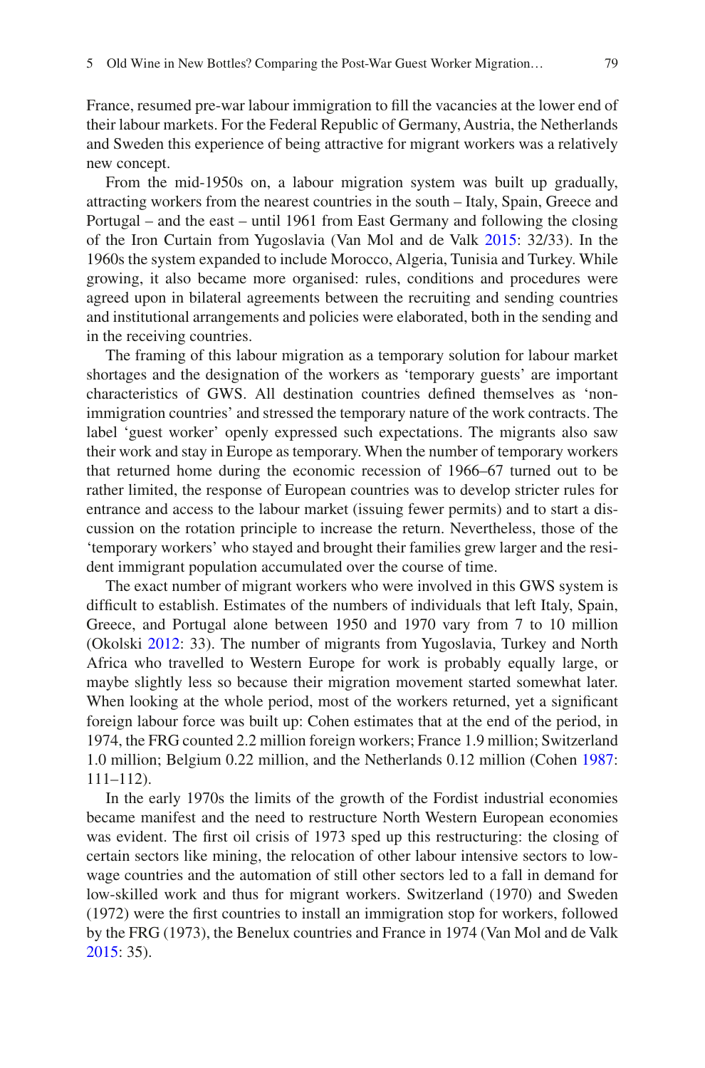France, resumed pre-war labour immigration to fill the vacancies at the lower end of their labour markets. For the Federal Republic of Germany, Austria, the Netherlands and Sweden this experience of being attractive for migrant workers was a relatively new concept.

From the mid-1950s on, a labour migration system was built up gradually, attracting workers from the nearest countries in the south – Italy, Spain, Greece and Portugal – and the east – until 1961 from East Germany and following the closing of the Iron Curtain from Yugoslavia (Van Mol and de Valk 2015: 32/33). In the 1960s the system expanded to include Morocco, Algeria, Tunisia and Turkey. While growing, it also became more organised: rules, conditions and procedures were agreed upon in bilateral agreements between the recruiting and sending countries and institutional arrangements and policies were elaborated, both in the sending and in the receiving countries.

The framing of this labour migration as a temporary solution for labour market shortages and the designation of the workers as 'temporary guests' are important characteristics of GWS. All destination countries defined themselves as 'non-immigration countries' and stressed the temporary nature of the work contracts. The label 'guest worker' openly expressed such expectations. The migrants also saw their work and stay in Europe as temporary. When the number of temporary workers that returned home during the economic recession of 1966–67 turned out to be rather limited, the response of European countries was to develop stricter rules for entrance and access to the labour market (issuing fewer permits) and to start a discussion on the rotation principle to increase the return. Nevertheless, those of the 'temporary workers' who stayed and brought their families grew larger and the resident immigrant population accumulated over the course of time.

The exact number of migrant workers who were involved in this GWS system is difficult to establish. Estimates of the numbers of individuals that left Italy, Spain, Greece, and Portugal alone between 1950 and 1970 vary from 7 to 10 million (Okolski 2012: 33). The number of migrants from Yugoslavia, Turkey and North Africa who travelled to Western Europe for work is probably equally large, or maybe slightly less so because their migration movement started somewhat later. When looking at the whole period, most of the workers returned, yet a significant foreign labour force was built up: Cohen estimates that at the end of the period, in 1974, the FRG counted 2.2 million foreign workers; France 1.9 million; Switzerland 1.0 million; Belgium 0.22 million, and the Netherlands 0.12 million (Cohen 1987: 111–112).

In the early 1970s the limits of the growth of the Fordist industrial economies became manifest and the need to restructure North Western European economies was evident. The first oil crisis of 1973 sped up this restructuring: the closing of certain sectors like mining, the relocation of other labour intensive sectors to low-wage countries and the automation of still other sectors led to a fall in demand for low-skilled work and thus for migrant workers. Switzerland (1970) and Sweden (1972) were the first countries to install an immigration stop for workers, followed by the FRG (1973), the Benelux countries and France in 1974 (Van Mol and de Valk 2015: 35).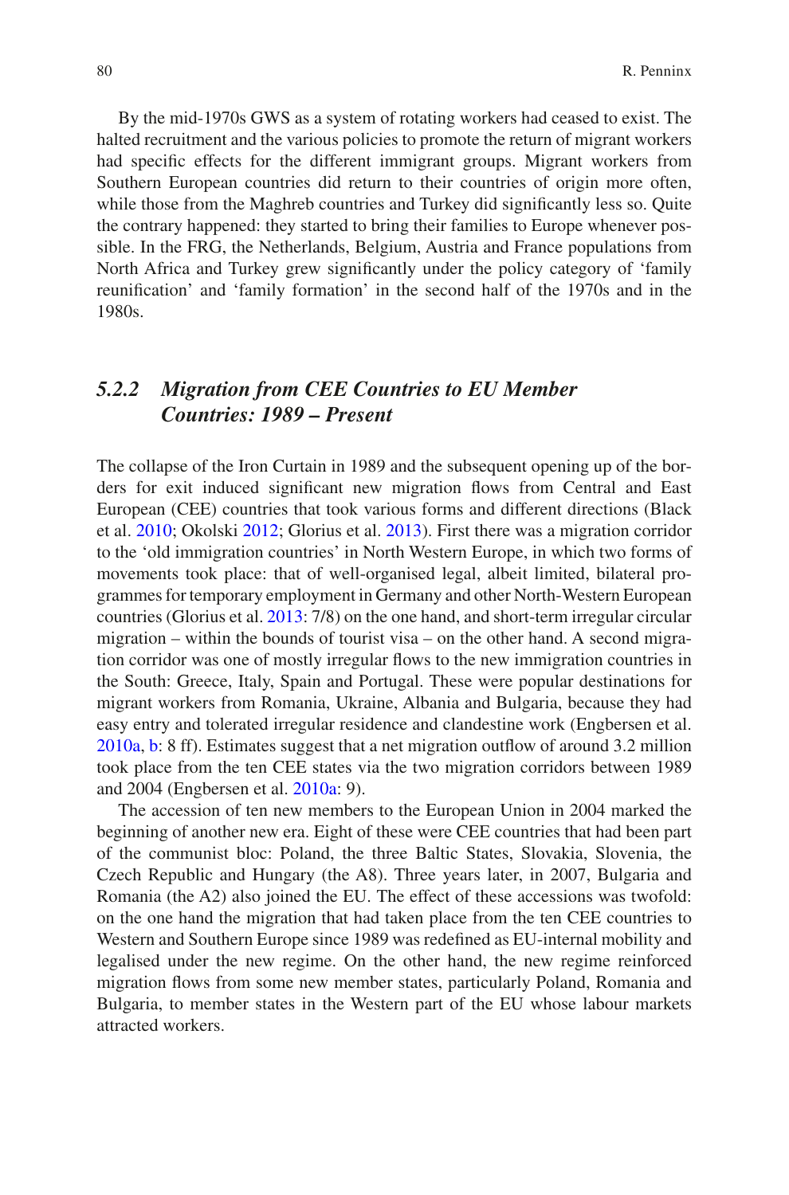By the mid-1970s GWS as a system of rotating workers had ceased to exist. The halted recruitment and the various policies to promote the return of migrant workers had specific effects for the different immigrant groups. Migrant workers from Southern European countries did return to their countries of origin more often, while those from the Maghreb countries and Turkey did significantly less so. Quite the contrary happened: they started to bring their families to Europe whenever possible. In the FRG, the Netherlands, Belgium, Austria and France populations from North Africa and Turkey grew significantly under the policy category of 'family reunification' and 'family formation' in the second half of the 1970s and in the 1980s.

### *5.2.2 Migration from CEE Countries to EU Member Countries: 1989 – Present*

The collapse of the Iron Curtain in 1989 and the subsequent opening up of the borders for exit induced significant new migration flows from Central and East European (CEE) countries that took various forms and different directions (Black et al. 2010; Okolski 2012; Glorius et al. 2013). First there was a migration corridor to the 'old immigration countries' in North Western Europe, in which two forms of movements took place: that of well-organised legal, albeit limited, bilateral programmes for temporary employment in Germany and other North-Western European countries (Glorius et al. 2013: 7/8) on the one hand, and short-term irregular circular migration – within the bounds of tourist visa – on the other hand. A second migration corridor was one of mostly irregular flows to the new immigration countries in the South: Greece, Italy, Spain and Portugal. These were popular destinations for migrant workers from Romania, Ukraine, Albania and Bulgaria, because they had easy entry and tolerated irregular residence and clandestine work (Engbersen et al. 2010a, b: 8 ff). Estimates suggest that a net migration outflow of around 3.2 million took place from the ten CEE states via the two migration corridors between 1989 and 2004 (Engbersen et al. 2010a: 9).

The accession of ten new members to the European Union in 2004 marked the beginning of another new era. Eight of these were CEE countries that had been part of the communist bloc: Poland, the three Baltic States, Slovakia, Slovenia, the Czech Republic and Hungary (the A8). Three years later, in 2007, Bulgaria and Romania (the A2) also joined the EU. The effect of these accessions was twofold: on the one hand the migration that had taken place from the ten CEE countries to Western and Southern Europe since 1989 was redefined as EU-internal mobility and legalised under the new regime. On the other hand, the new regime reinforced migration flows from some new member states, particularly Poland, Romania and Bulgaria, to member states in the Western part of the EU whose labour markets attracted workers.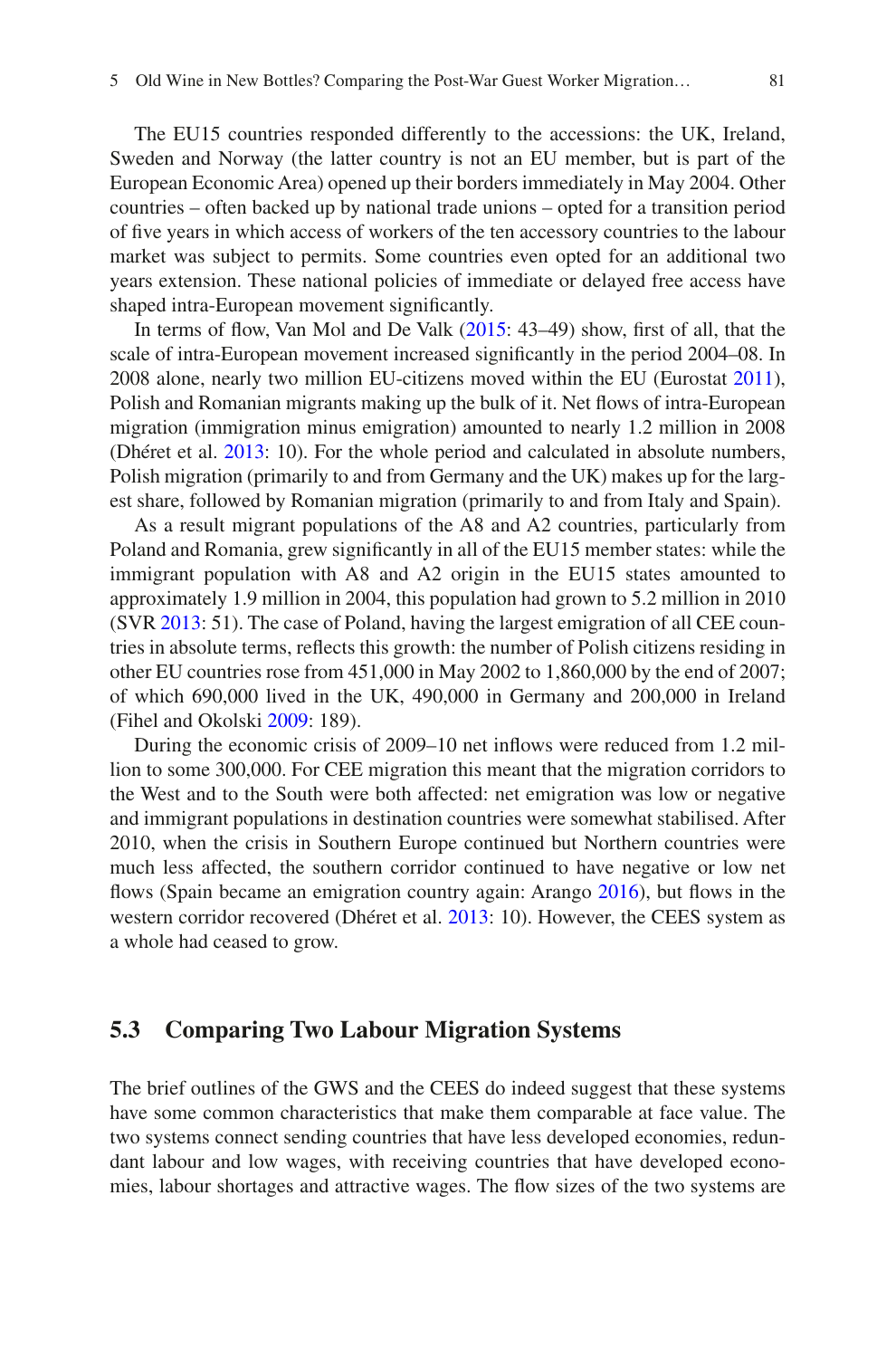The EU15 countries responded differently to the accessions: the UK, Ireland, Sweden and Norway (the latter country is not an EU member, but is part of the European Economic Area) opened up their borders immediately in May 2004. Other countries – often backed up by national trade unions – opted for a transition period of five years in which access of workers of the ten accessory countries to the labour market was subject to permits. Some countries even opted for an additional two years extension. These national policies of immediate or delayed free access have shaped intra-European movement significantly.

In terms of flow, Van Mol and De Valk (2015: 43–49) show, first of all, that the scale of intra-European movement increased significantly in the period 2004–08. In 2008 alone, nearly two million EU-citizens moved within the EU (Eurostat 2011), Polish and Romanian migrants making up the bulk of it. Net flows of intra-European migration (immigration minus emigration) amounted to nearly 1.2 million in 2008 (Dhéret et al. 2013: 10). For the whole period and calculated in absolute numbers, Polish migration (primarily to and from Germany and the UK) makes up for the largest share, followed by Romanian migration (primarily to and from Italy and Spain).

As a result migrant populations of the A8 and A2 countries, particularly from Poland and Romania, grew significantly in all of the EU15 member states: while the immigrant population with A8 and A2 origin in the EU15 states amounted to approximately 1.9 million in 2004, this population had grown to 5.2 million in 2010 (SVR 2013: 51). The case of Poland, having the largest emigration of all CEE countries in absolute terms, reflects this growth: the number of Polish citizens residing in other EU countries rose from 451,000 in May 2002 to 1,860,000 by the end of 2007; of which 690,000 lived in the UK, 490,000 in Germany and 200,000 in Ireland (Fihel and Okolski 2009: 189).

During the economic crisis of 2009–10 net inflows were reduced from 1.2 million to some 300,000. For CEE migration this meant that the migration corridors to the West and to the South were both affected: net emigration was low or negative and immigrant populations in destination countries were somewhat stabilised. After 2010, when the crisis in Southern Europe continued but Northern countries were much less affected, the southern corridor continued to have negative or low net flows (Spain became an emigration country again: Arango 2016), but flows in the western corridor recovered (Dhéret et al. 2013: 10). However, the CEES system as a whole had ceased to grow.

## 5.3 Comparing Two Labour Migration Systems

The brief outlines of the GWS and the CEES do indeed suggest that these systems have some common characteristics that make them comparable at face value. The two systems connect sending countries that have less developed economies, redundant labour and low wages, with receiving countries that have developed economies, labour shortages and attractive wages. The flow sizes of the two systems are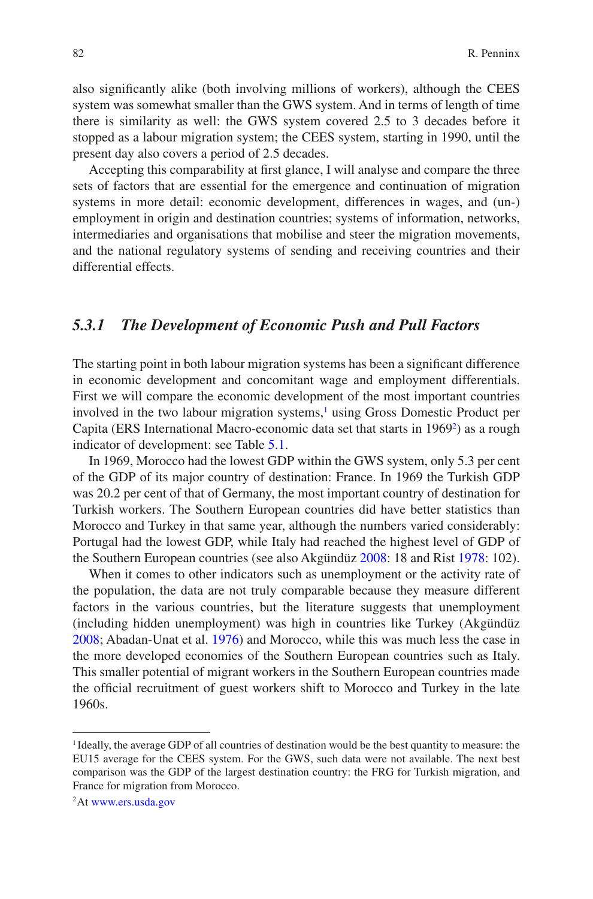also significantly alike (both involving millions of workers), although the CEES system was somewhat smaller than the GWS system. And in terms of length of time there is similarity as well: the GWS system covered 2.5 to 3 decades before it stopped as a labour migration system; the CEES system, starting in 1990, until the present day also covers a period of 2.5 decades.

Accepting this comparability at first glance, I will analyse and compare the three sets of factors that are essential for the emergence and continuation of migration systems in more detail: economic development, differences in wages, and (un-) employment in origin and destination countries; systems of information, networks, intermediaries and organisations that mobilise and steer the migration movements, and the national regulatory systems of sending and receiving countries and their differential effects.

### *5.3.1 The Development of Economic Push and Pull Factors*

The starting point in both labour migration systems has been a significant difference in economic development and concomitant wage and employment differentials. First we will compare the economic development of the most important countries involved in the two labour migration systems,[1] using Gross Domestic Product per Capita (ERS International Macro-economic data set that starts in 1969[2]) as a rough indicator of development: see Table 5.1.

In 1969, Morocco had the lowest GDP within the GWS system, only 5.3 per cent of the GDP of its major country of destination: France. In 1969 the Turkish GDP was 20.2 per cent of that of Germany, the most important country of destination for Turkish workers. The Southern European countries did have better statistics than Morocco and Turkey in that same year, although the numbers varied considerably: Portugal had the lowest GDP, while Italy had reached the highest level of GDP of the Southern European countries (see also Akgündüz 2008: 18 and Rist 1978: 102).

When it comes to other indicators such as unemployment or the activity rate of the population, the data are not truly comparable because they measure different factors in the various countries, but the literature suggests that unemployment (including hidden unemployment) was high in countries like Turkey (Akgündüz 2008; Abadan-Unat et al. 1976) and Morocco, while this was much less the case in the more developed economies of the Southern European countries such as Italy. This smaller potential of migrant workers in the Southern European countries made the official recruitment of guest workers shift to Morocco and Turkey in the late 1960s.

---

[1] Ideally, the average GDP of all countries of destination would be the best quantity to measure: the EU15 average for the CEES system. For the GWS, such data were not available. The next best comparison was the GDP of the largest destination country: the FRG for Turkish migration, and France for migration from Morocco.

[2] At www.ers.usda.gov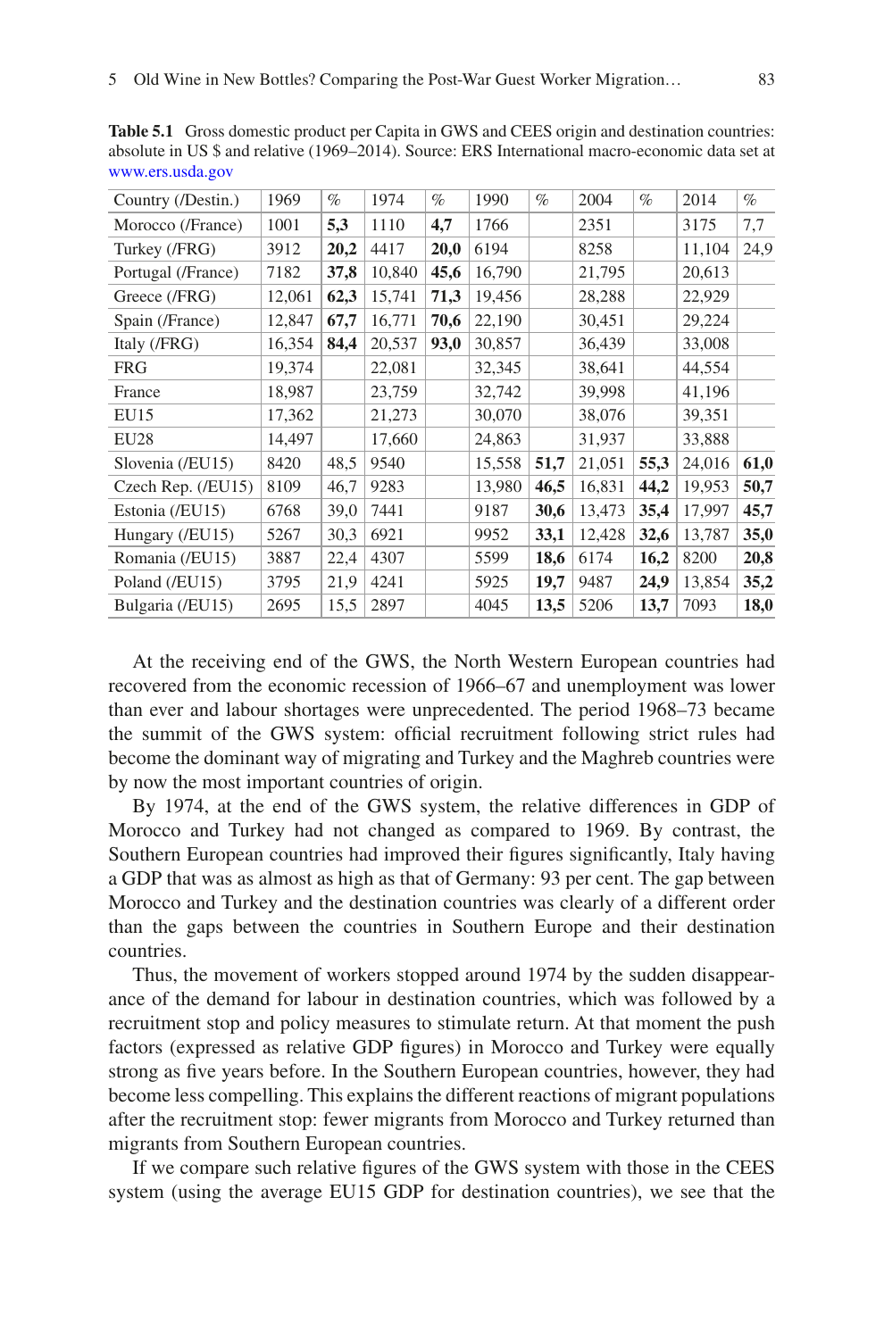**Table 5.1** Gross domestic product per Capita in GWS and CEES origin and destination countries: absolute in US $ and relative (1969–2014). Source: ERS International macro-economic data set at www.ers.usda.gov

| Country (/Destin.) | 1969 | % | 1974 | % | 1990 | % | 2004 | % | 2014 | % |
|---|---|---|---|---|---|---|---|---|---|---|
| Morocco (/France) | 1001 | **5,3** | 1110 | **4,7** | 1766 | | 2351 | | 3175 | 7,7 |
| Turkey (/FRG) | 3912 | **20,2** | 4417 | **20,0** | 6194 | | 8258 | | 11,104 | 24,9 |
| Portugal (/France) | 7182 | **37,8** | 10,840 | **45,6** | 16,790 | | 21,795 | | 20,613 | |
| Greece (/FRG) | 12,061 | **62,3** | 15,741 | **71,3** | 19,456 | | 28,288 | | 22,929 | |
| Spain (/France) | 12,847 | **67,7** | 16,771 | **70,6** | 22,190 | | 30,451 | | 29,224 | |
| Italy (/FRG) | 16,354 | **84,4** | 20,537 | **93,0** | 30,857 | | 36,439 | | 33,008 | |
| FRG | 19,374 | | 22,081 | | 32,345 | | 38,641 | | 44,554 | |
| France | 18,987 | | 23,759 | | 32,742 | | 39,998 | | 41,196 | |
| EU15 | 17,362 | | 21,273 | | 30,070 | | 38,076 | | 39,351 | |
| EU28 | 14,497 | | 17,660 | | 24,863 | | 31,937 | | 33,888 | |
| Slovenia (/EU15) | 8420 | 48,5 | 9540 | | 15,558 | **51,7** | 21,051 | **55,3** | 24,016 | **61,0** |
| Czech Rep. (/EU15) | 8109 | 46,7 | 9283 | | 13,980 | **46,5** | 16,831 | **44,2** | 19,953 | **50,7** |
| Estonia (/EU15) | 6768 | 39,0 | 7441 | | 9187 | **30,6** | 13,473 | **35,4** | 17,997 | **45,7** |
| Hungary (/EU15) | 5267 | 30,3 | 6921 | | 9952 | **33,1** | 12,428 | **32,6** | 13,787 | **35,0** |
| Romania (/EU15) | 3887 | 22,4 | 4307 | | 5599 | **18,6** | 6174 | **16,2** | 8200 | **20,8** |
| Poland (/EU15) | 3795 | 21,9 | 4241 | | 5925 | **19,7** | 9487 | **24,9** | 13,854 | **35,2** |
| Bulgaria (/EU15) | 2695 | 15,5 | 2897 | | 4045 | **13,5** | 5206 | **13,7** | 7093 | **18,0** |

At the receiving end of the GWS, the North Western European countries had recovered from the economic recession of 1966–67 and unemployment was lower than ever and labour shortages were unprecedented. The period 1968–73 became the summit of the GWS system: official recruitment following strict rules had become the dominant way of migrating and Turkey and the Maghreb countries were by now the most important countries of origin.

By 1974, at the end of the GWS system, the relative differences in GDP of Morocco and Turkey had not changed as compared to 1969. By contrast, the Southern European countries had improved their figures significantly, Italy having a GDP that was as almost as high as that of Germany: 93 per cent. The gap between Morocco and Turkey and the destination countries was clearly of a different order than the gaps between the countries in Southern Europe and their destination countries.

Thus, the movement of workers stopped around 1974 by the sudden disappearance of the demand for labour in destination countries, which was followed by a recruitment stop and policy measures to stimulate return. At that moment the push factors (expressed as relative GDP figures) in Morocco and Turkey were equally strong as five years before. In the Southern European countries, however, they had become less compelling. This explains the different reactions of migrant populations after the recruitment stop: fewer migrants from Morocco and Turkey returned than migrants from Southern European countries.

If we compare such relative figures of the GWS system with those in the CEES system (using the average EU15 GDP for destination countries), we see that the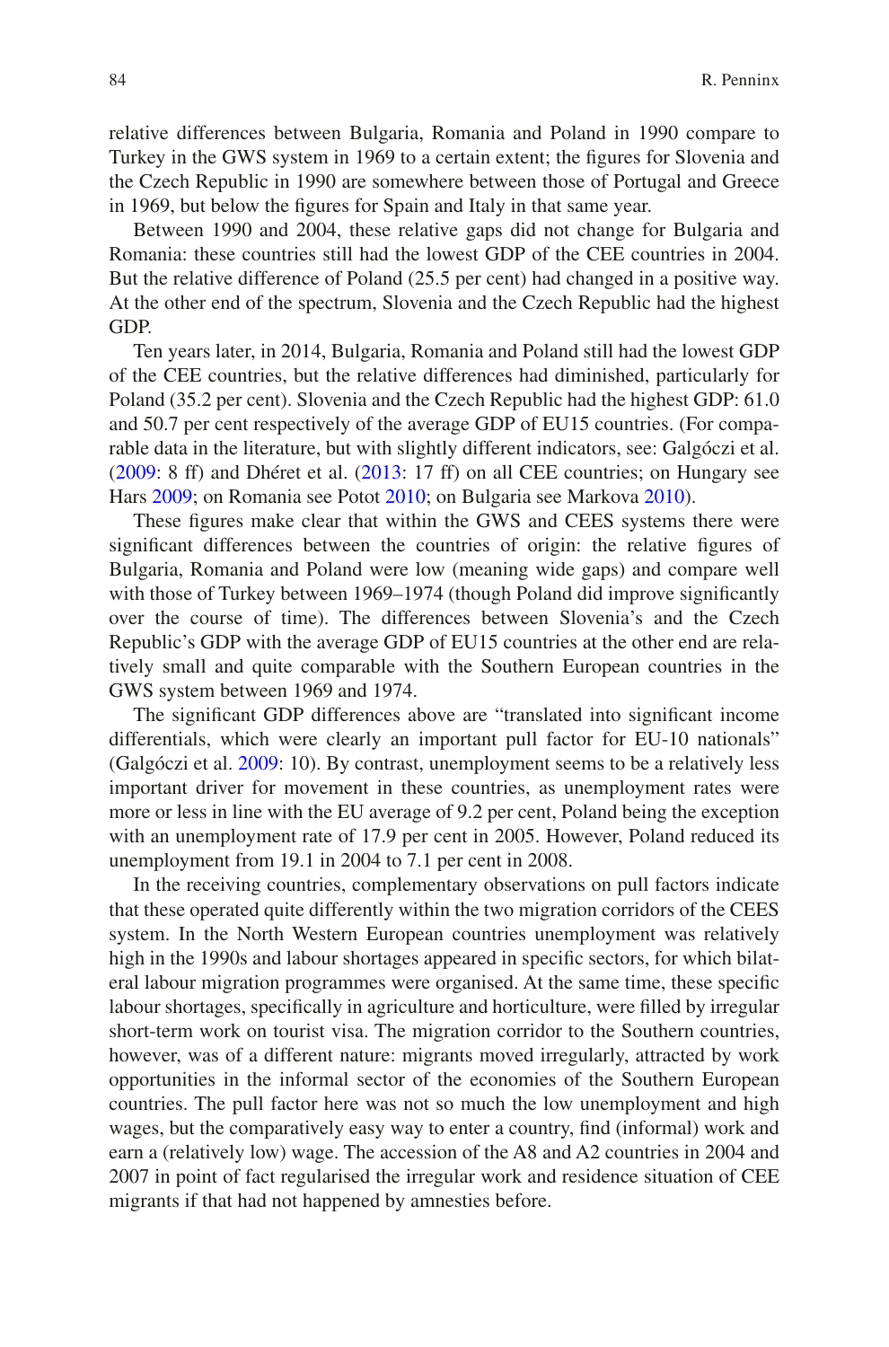relative differences between Bulgaria, Romania and Poland in 1990 compare to Turkey in the GWS system in 1969 to a certain extent; the figures for Slovenia and the Czech Republic in 1990 are somewhere between those of Portugal and Greece in 1969, but below the figures for Spain and Italy in that same year.

Between 1990 and 2004, these relative gaps did not change for Bulgaria and Romania: these countries still had the lowest GDP of the CEE countries in 2004. But the relative difference of Poland (25.5 per cent) had changed in a positive way. At the other end of the spectrum, Slovenia and the Czech Republic had the highest GDP.

Ten years later, in 2014, Bulgaria, Romania and Poland still had the lowest GDP of the CEE countries, but the relative differences had diminished, particularly for Poland (35.2 per cent). Slovenia and the Czech Republic had the highest GDP: 61.0 and 50.7 per cent respectively of the average GDP of EU15 countries. (For comparable data in the literature, but with slightly different indicators, see: Galgóczi et al. (2009: 8 ff) and Dhéret et al. (2013: 17 ff) on all CEE countries; on Hungary see Hars 2009; on Romania see Potot 2010; on Bulgaria see Markova 2010).

These figures make clear that within the GWS and CEES systems there were significant differences between the countries of origin: the relative figures of Bulgaria, Romania and Poland were low (meaning wide gaps) and compare well with those of Turkey between 1969–1974 (though Poland did improve significantly over the course of time). The differences between Slovenia's and the Czech Republic's GDP with the average GDP of EU15 countries at the other end are relatively small and quite comparable with the Southern European countries in the GWS system between 1969 and 1974.

The significant GDP differences above are "translated into significant income differentials, which were clearly an important pull factor for EU-10 nationals" (Galgóczi et al. 2009: 10). By contrast, unemployment seems to be a relatively less important driver for movement in these countries, as unemployment rates were more or less in line with the EU average of 9.2 per cent, Poland being the exception with an unemployment rate of 17.9 per cent in 2005. However, Poland reduced its unemployment from 19.1 in 2004 to 7.1 per cent in 2008.

In the receiving countries, complementary observations on pull factors indicate that these operated quite differently within the two migration corridors of the CEES system. In the North Western European countries unemployment was relatively high in the 1990s and labour shortages appeared in specific sectors, for which bilateral labour migration programmes were organised. At the same time, these specific labour shortages, specifically in agriculture and horticulture, were filled by irregular short-term work on tourist visa. The migration corridor to the Southern countries, however, was of a different nature: migrants moved irregularly, attracted by work opportunities in the informal sector of the economies of the Southern European countries. The pull factor here was not so much the low unemployment and high wages, but the comparatively easy way to enter a country, find (informal) work and earn a (relatively low) wage. The accession of the A8 and A2 countries in 2004 and 2007 in point of fact regularised the irregular work and residence situation of CEE migrants if that had not happened by amnesties before.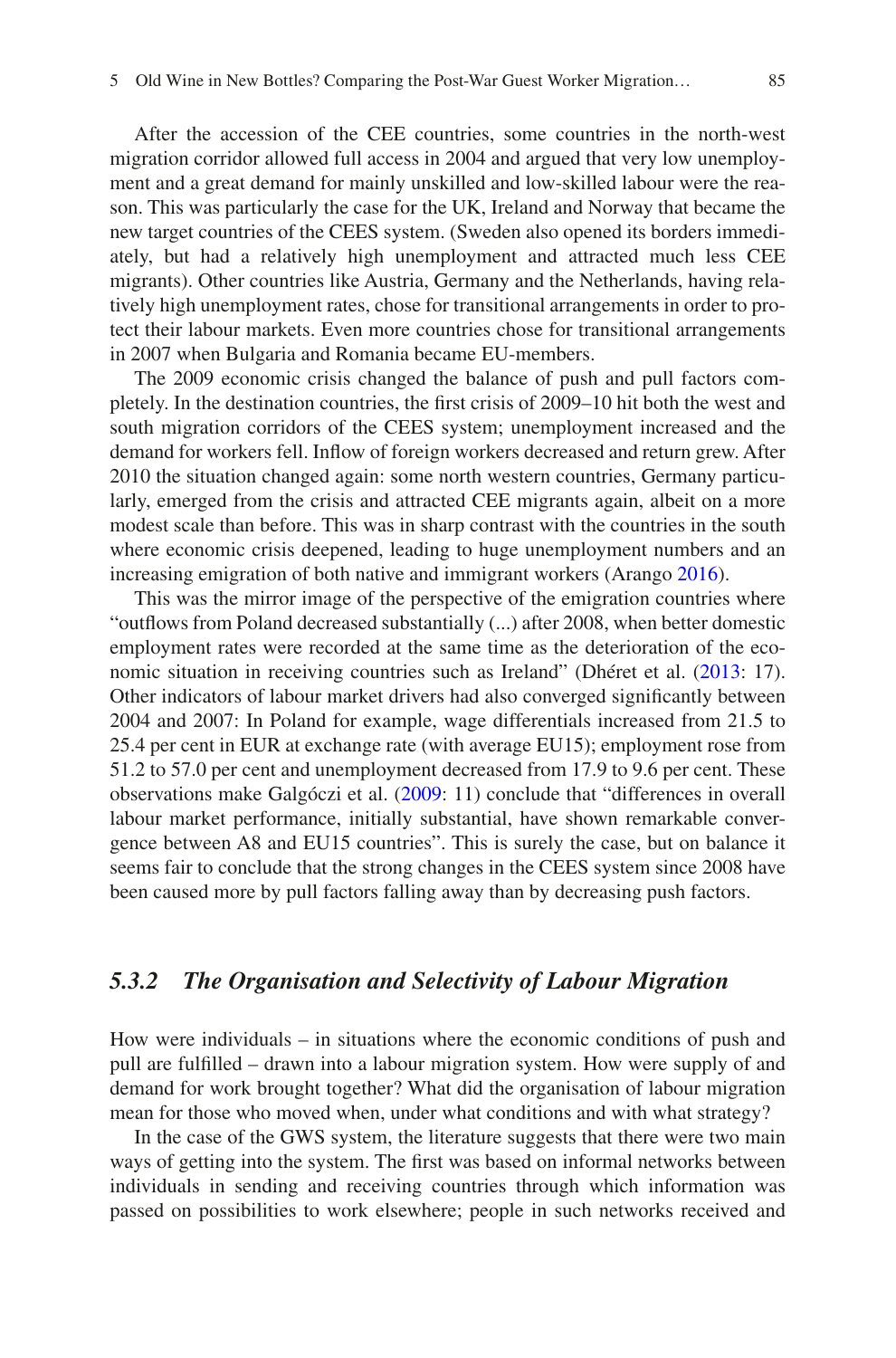After the accession of the CEE countries, some countries in the north-west migration corridor allowed full access in 2004 and argued that very low unemployment and a great demand for mainly unskilled and low-skilled labour were the reason. This was particularly the case for the UK, Ireland and Norway that became the new target countries of the CEES system. (Sweden also opened its borders immediately, but had a relatively high unemployment and attracted much less CEE migrants). Other countries like Austria, Germany and the Netherlands, having relatively high unemployment rates, chose for transitional arrangements in order to protect their labour markets. Even more countries chose for transitional arrangements in 2007 when Bulgaria and Romania became EU-members.

The 2009 economic crisis changed the balance of push and pull factors completely. In the destination countries, the first crisis of 2009–10 hit both the west and south migration corridors of the CEES system; unemployment increased and the demand for workers fell. Inflow of foreign workers decreased and return grew. After 2010 the situation changed again: some north western countries, Germany particularly, emerged from the crisis and attracted CEE migrants again, albeit on a more modest scale than before. This was in sharp contrast with the countries in the south where economic crisis deepened, leading to huge unemployment numbers and an increasing emigration of both native and immigrant workers (Arango 2016).

This was the mirror image of the perspective of the emigration countries where "outflows from Poland decreased substantially (...) after 2008, when better domestic employment rates were recorded at the same time as the deterioration of the economic situation in receiving countries such as Ireland" (Dhéret et al. (2013: 17). Other indicators of labour market drivers had also converged significantly between 2004 and 2007: In Poland for example, wage differentials increased from 21.5 to 25.4 per cent in EUR at exchange rate (with average EU15); employment rose from 51.2 to 57.0 per cent and unemployment decreased from 17.9 to 9.6 per cent. These observations make Galgóczi et al. (2009: 11) conclude that "differences in overall labour market performance, initially substantial, have shown remarkable convergence between A8 and EU15 countries". This is surely the case, but on balance it seems fair to conclude that the strong changes in the CEES system since 2008 have been caused more by pull factors falling away than by decreasing push factors.

### *5.3.2 The Organisation and Selectivity of Labour Migration*

How were individuals – in situations where the economic conditions of push and pull are fulfilled – drawn into a labour migration system. How were supply of and demand for work brought together? What did the organisation of labour migration mean for those who moved when, under what conditions and with what strategy?

In the case of the GWS system, the literature suggests that there were two main ways of getting into the system. The first was based on informal networks between individuals in sending and receiving countries through which information was passed on possibilities to work elsewhere; people in such networks received and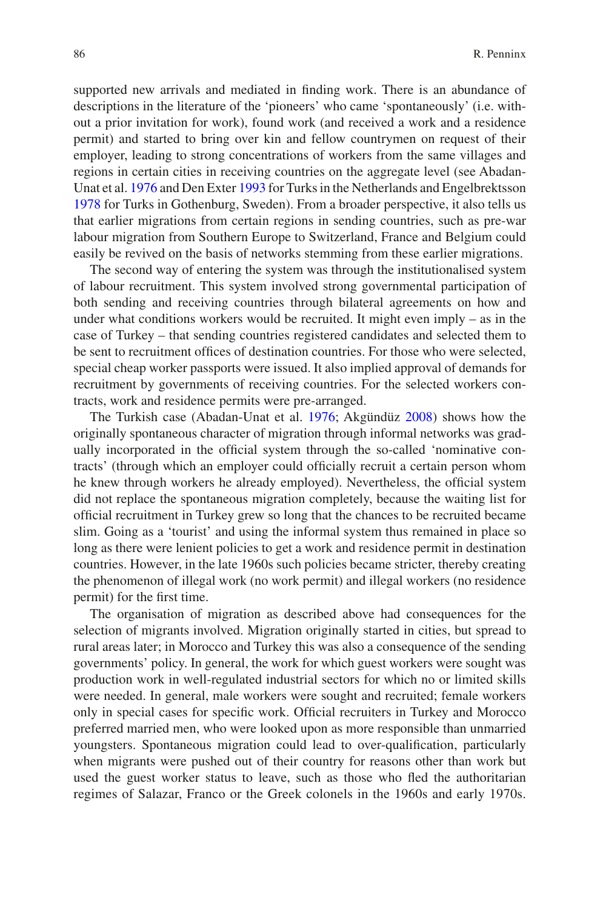supported new arrivals and mediated in finding work. There is an abundance of descriptions in the literature of the 'pioneers' who came 'spontaneously' (i.e. without a prior invitation for work), found work (and received a work and a residence permit) and started to bring over kin and fellow countrymen on request of their employer, leading to strong concentrations of workers from the same villages and regions in certain cities in receiving countries on the aggregate level (see Abadan-Unat et al. 1976 and Den Exter 1993 for Turks in the Netherlands and Engelbrektsson 1978 for Turks in Gothenburg, Sweden). From a broader perspective, it also tells us that earlier migrations from certain regions in sending countries, such as pre-war labour migration from Southern Europe to Switzerland, France and Belgium could easily be revived on the basis of networks stemming from these earlier migrations.

The second way of entering the system was through the institutionalised system of labour recruitment. This system involved strong governmental participation of both sending and receiving countries through bilateral agreements on how and under what conditions workers would be recruited. It might even imply – as in the case of Turkey – that sending countries registered candidates and selected them to be sent to recruitment offices of destination countries. For those who were selected, special cheap worker passports were issued. It also implied approval of demands for recruitment by governments of receiving countries. For the selected workers contracts, work and residence permits were pre-arranged.

The Turkish case (Abadan-Unat et al. 1976; Akgündüz 2008) shows how the originally spontaneous character of migration through informal networks was gradually incorporated in the official system through the so-called 'nominative contracts' (through which an employer could officially recruit a certain person whom he knew through workers he already employed). Nevertheless, the official system did not replace the spontaneous migration completely, because the waiting list for official recruitment in Turkey grew so long that the chances to be recruited became slim. Going as a 'tourist' and using the informal system thus remained in place so long as there were lenient policies to get a work and residence permit in destination countries. However, in the late 1960s such policies became stricter, thereby creating the phenomenon of illegal work (no work permit) and illegal workers (no residence permit) for the first time.

The organisation of migration as described above had consequences for the selection of migrants involved. Migration originally started in cities, but spread to rural areas later; in Morocco and Turkey this was also a consequence of the sending governments' policy. In general, the work for which guest workers were sought was production work in well-regulated industrial sectors for which no or limited skills were needed. In general, male workers were sought and recruited; female workers only in special cases for specific work. Official recruiters in Turkey and Morocco preferred married men, who were looked upon as more responsible than unmarried youngsters. Spontaneous migration could lead to over-qualification, particularly when migrants were pushed out of their country for reasons other than work but used the guest worker status to leave, such as those who fled the authoritarian regimes of Salazar, Franco or the Greek colonels in the 1960s and early 1970s.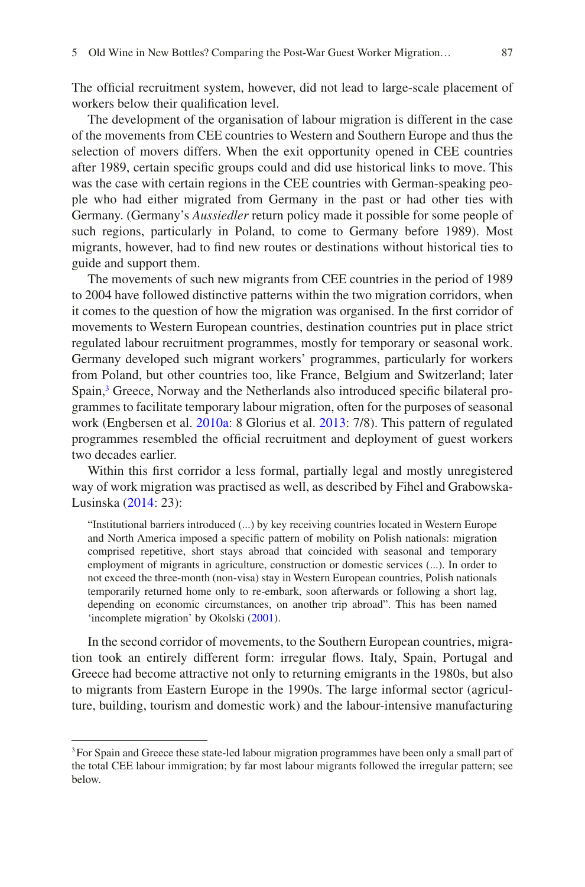The official recruitment system, however, did not lead to large-scale placement of workers below their qualification level.

The development of the organisation of labour migration is different in the case of the movements from CEE countries to Western and Southern Europe and thus the selection of movers differs. When the exit opportunity opened in CEE countries after 1989, certain specific groups could and did use historical links to move. This was the case with certain regions in the CEE countries with German-speaking people who had either migrated from Germany in the past or had other ties with Germany. (Germany's *Aussiedler* return policy made it possible for some people of such regions, particularly in Poland, to come to Germany before 1989). Most migrants, however, had to find new routes or destinations without historical ties to guide and support them.

The movements of such new migrants from CEE countries in the period of 1989 to 2004 have followed distinctive patterns within the two migration corridors, when it comes to the question of how the migration was organised. In the first corridor of movements to Western European countries, destination countries put in place strict regulated labour recruitment programmes, mostly for temporary or seasonal work. Germany developed such migrant workers' programmes, particularly for workers from Poland, but other countries too, like France, Belgium and Switzerland; later Spain,[3] Greece, Norway and the Netherlands also introduced specific bilateral programmes to facilitate temporary labour migration, often for the purposes of seasonal work (Engbersen et al. 2010a: 8 Glorius et al. 2013: 7/8). This pattern of regulated programmes resembled the official recruitment and deployment of guest workers two decades earlier.

Within this first corridor a less formal, partially legal and mostly unregistered way of work migration was practised as well, as described by Fihel and Grabowska-Lusinska (2014: 23):

> "Institutional barriers introduced (...) by key receiving countries located in Western Europe and North America imposed a specific pattern of mobility on Polish nationals: migration comprised repetitive, short stays abroad that coincided with seasonal and temporary employment of migrants in agriculture, construction or domestic services (...). In order to not exceed the three-month (non-visa) stay in Western European countries, Polish nationals temporarily returned home only to re-embark, soon afterwards or following a short lag, depending on economic circumstances, on another trip abroad". This has been named 'incomplete migration' by Okolski (2001).

In the second corridor of movements, to the Southern European countries, migration took an entirely different form: irregular flows. Italy, Spain, Portugal and Greece had become attractive not only to returning emigrants in the 1980s, but also to migrants from Eastern Europe in the 1990s. The large informal sector (agriculture, building, tourism and domestic work) and the labour-intensive manufacturing

[3] For Spain and Greece these state-led labour migration programmes have been only a small part of the total CEE labour immigration; by far most labour migrants followed the irregular pattern; see below.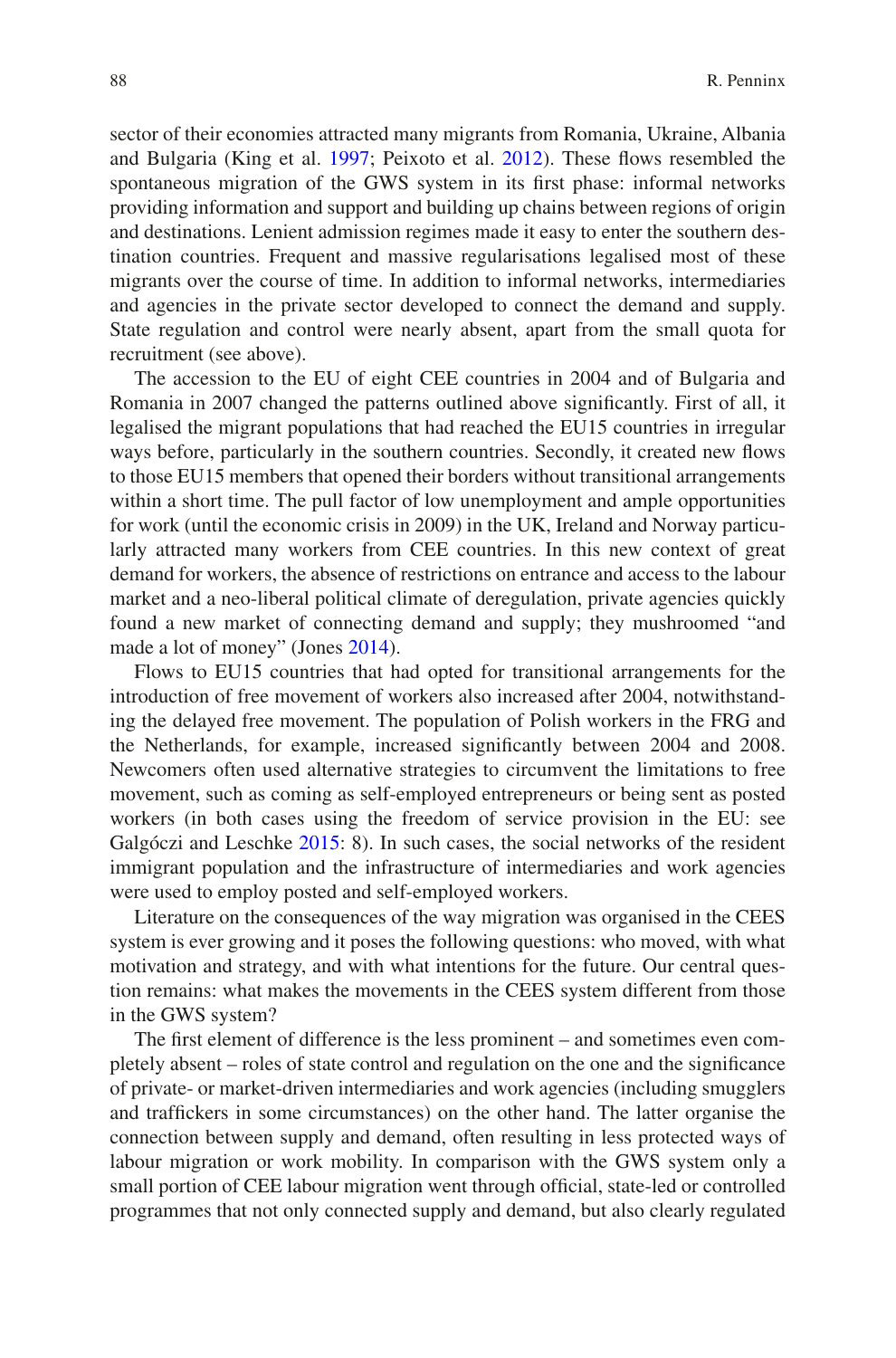sector of their economies attracted many migrants from Romania, Ukraine, Albania and Bulgaria (King et al. 1997; Peixoto et al. 2012). These flows resembled the spontaneous migration of the GWS system in its first phase: informal networks providing information and support and building up chains between regions of origin and destinations. Lenient admission regimes made it easy to enter the southern destination countries. Frequent and massive regularisations legalised most of these migrants over the course of time. In addition to informal networks, intermediaries and agencies in the private sector developed to connect the demand and supply. State regulation and control were nearly absent, apart from the small quota for recruitment (see above).

The accession to the EU of eight CEE countries in 2004 and of Bulgaria and Romania in 2007 changed the patterns outlined above significantly. First of all, it legalised the migrant populations that had reached the EU15 countries in irregular ways before, particularly in the southern countries. Secondly, it created new flows to those EU15 members that opened their borders without transitional arrangements within a short time. The pull factor of low unemployment and ample opportunities for work (until the economic crisis in 2009) in the UK, Ireland and Norway particularly attracted many workers from CEE countries. In this new context of great demand for workers, the absence of restrictions on entrance and access to the labour market and a neo-liberal political climate of deregulation, private agencies quickly found a new market of connecting demand and supply; they mushroomed "and made a lot of money" (Jones 2014).

Flows to EU15 countries that had opted for transitional arrangements for the introduction of free movement of workers also increased after 2004, notwithstanding the delayed free movement. The population of Polish workers in the FRG and the Netherlands, for example, increased significantly between 2004 and 2008. Newcomers often used alternative strategies to circumvent the limitations to free movement, such as coming as self-employed entrepreneurs or being sent as posted workers (in both cases using the freedom of service provision in the EU: see Galgóczi and Leschke 2015: 8). In such cases, the social networks of the resident immigrant population and the infrastructure of intermediaries and work agencies were used to employ posted and self-employed workers.

Literature on the consequences of the way migration was organised in the CEES system is ever growing and it poses the following questions: who moved, with what motivation and strategy, and with what intentions for the future. Our central question remains: what makes the movements in the CEES system different from those in the GWS system?

The first element of difference is the less prominent – and sometimes even completely absent – roles of state control and regulation on the one and the significance of private- or market-driven intermediaries and work agencies (including smugglers and traffickers in some circumstances) on the other hand. The latter organise the connection between supply and demand, often resulting in less protected ways of labour migration or work mobility. In comparison with the GWS system only a small portion of CEE labour migration went through official, state-led or controlled programmes that not only connected supply and demand, but also clearly regulated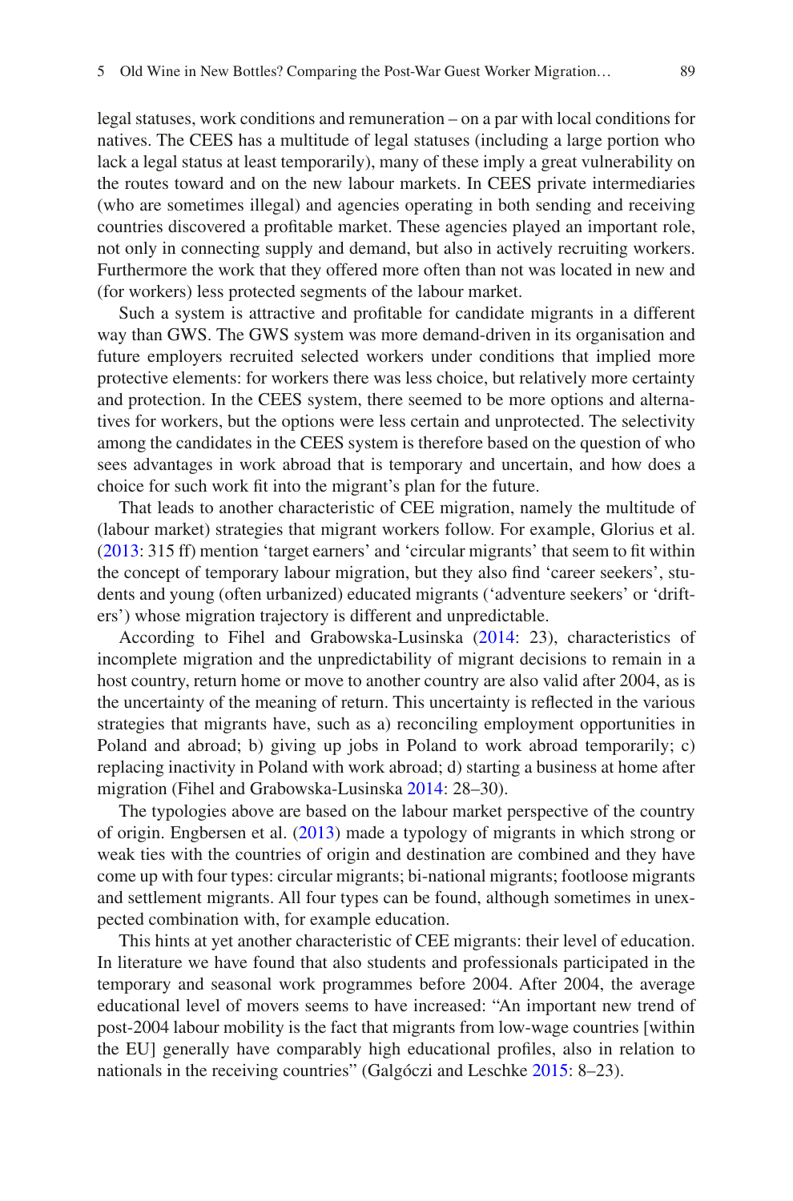legal statuses, work conditions and remuneration – on a par with local conditions for natives. The CEES has a multitude of legal statuses (including a large portion who lack a legal status at least temporarily), many of these imply a great vulnerability on the routes toward and on the new labour markets. In CEES private intermediaries (who are sometimes illegal) and agencies operating in both sending and receiving countries discovered a profitable market. These agencies played an important role, not only in connecting supply and demand, but also in actively recruiting workers. Furthermore the work that they offered more often than not was located in new and (for workers) less protected segments of the labour market.

Such a system is attractive and profitable for candidate migrants in a different way than GWS. The GWS system was more demand-driven in its organisation and future employers recruited selected workers under conditions that implied more protective elements: for workers there was less choice, but relatively more certainty and protection. In the CEES system, there seemed to be more options and alternatives for workers, but the options were less certain and unprotected. The selectivity among the candidates in the CEES system is therefore based on the question of who sees advantages in work abroad that is temporary and uncertain, and how does a choice for such work fit into the migrant's plan for the future.

That leads to another characteristic of CEE migration, namely the multitude of (labour market) strategies that migrant workers follow. For example, Glorius et al. (2013: 315 ff) mention 'target earners' and 'circular migrants' that seem to fit within the concept of temporary labour migration, but they also find 'career seekers', students and young (often urbanized) educated migrants ('adventure seekers' or 'drifters') whose migration trajectory is different and unpredictable.

According to Fihel and Grabowska-Lusinska (2014: 23), characteristics of incomplete migration and the unpredictability of migrant decisions to remain in a host country, return home or move to another country are also valid after 2004, as is the uncertainty of the meaning of return. This uncertainty is reflected in the various strategies that migrants have, such as a) reconciling employment opportunities in Poland and abroad; b) giving up jobs in Poland to work abroad temporarily; c) replacing inactivity in Poland with work abroad; d) starting a business at home after migration (Fihel and Grabowska-Lusinska 2014: 28–30).

The typologies above are based on the labour market perspective of the country of origin. Engbersen et al. (2013) made a typology of migrants in which strong or weak ties with the countries of origin and destination are combined and they have come up with four types: circular migrants; bi-national migrants; footloose migrants and settlement migrants. All four types can be found, although sometimes in unexpected combination with, for example education.

This hints at yet another characteristic of CEE migrants: their level of education. In literature we have found that also students and professionals participated in the temporary and seasonal work programmes before 2004. After 2004, the average educational level of movers seems to have increased: "An important new trend of post-2004 labour mobility is the fact that migrants from low-wage countries [within the EU] generally have comparably high educational profiles, also in relation to nationals in the receiving countries" (Galgóczi and Leschke 2015: 8–23).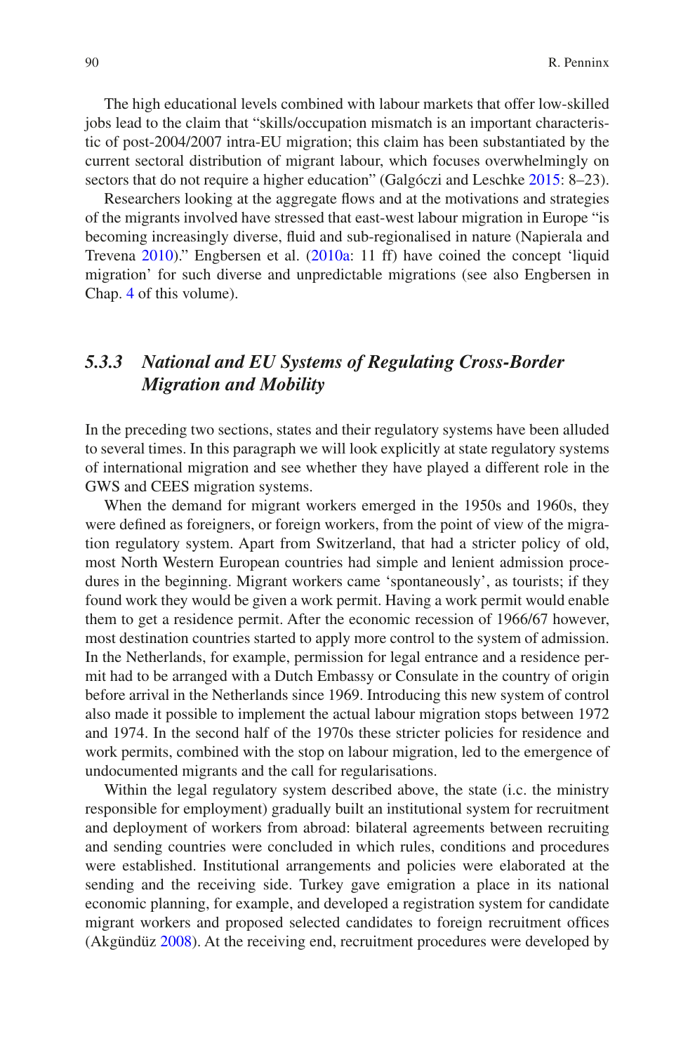The high educational levels combined with labour markets that offer low-skilled jobs lead to the claim that "skills/occupation mismatch is an important characteristic of post-2004/2007 intra-EU migration; this claim has been substantiated by the current sectoral distribution of migrant labour, which focuses overwhelmingly on sectors that do not require a higher education" (Galgóczi and Leschke 2015: 8–23).

Researchers looking at the aggregate flows and at the motivations and strategies of the migrants involved have stressed that east-west labour migration in Europe "is becoming increasingly diverse, fluid and sub-regionalised in nature (Napierala and Trevena 2010)." Engbersen et al. (2010a: 11 ff) have coined the concept 'liquid migration' for such diverse and unpredictable migrations (see also Engbersen in Chap. 4 of this volume).

### *5.3.3 National and EU Systems of Regulating Cross-Border Migration and Mobility*

In the preceding two sections, states and their regulatory systems have been alluded to several times. In this paragraph we will look explicitly at state regulatory systems of international migration and see whether they have played a different role in the GWS and CEES migration systems.

When the demand for migrant workers emerged in the 1950s and 1960s, they were defined as foreigners, or foreign workers, from the point of view of the migration regulatory system. Apart from Switzerland, that had a stricter policy of old, most North Western European countries had simple and lenient admission procedures in the beginning. Migrant workers came 'spontaneously', as tourists; if they found work they would be given a work permit. Having a work permit would enable them to get a residence permit. After the economic recession of 1966/67 however, most destination countries started to apply more control to the system of admission. In the Netherlands, for example, permission for legal entrance and a residence permit had to be arranged with a Dutch Embassy or Consulate in the country of origin before arrival in the Netherlands since 1969. Introducing this new system of control also made it possible to implement the actual labour migration stops between 1972 and 1974. In the second half of the 1970s these stricter policies for residence and work permits, combined with the stop on labour migration, led to the emergence of undocumented migrants and the call for regularisations.

Within the legal regulatory system described above, the state (i.e. the ministry responsible for employment) gradually built an institutional system for recruitment and deployment of workers from abroad: bilateral agreements between recruiting and sending countries were concluded in which rules, conditions and procedures were established. Institutional arrangements and policies were elaborated at the sending and the receiving side. Turkey gave emigration a place in its national economic planning, for example, and developed a registration system for candidate migrant workers and proposed selected candidates to foreign recruitment offices (Akgündüz 2008). At the receiving end, recruitment procedures were developed by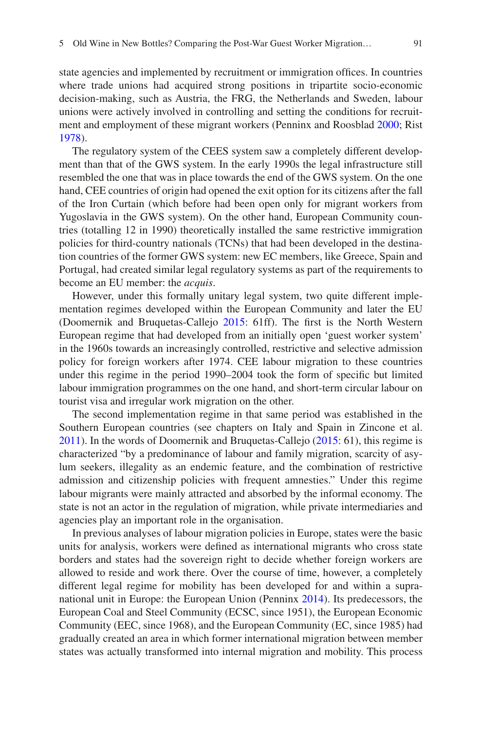state agencies and implemented by recruitment or immigration offices. In countries where trade unions had acquired strong positions in tripartite socio-economic decision-making, such as Austria, the FRG, the Netherlands and Sweden, labour unions were actively involved in controlling and setting the conditions for recruitment and employment of these migrant workers (Penninx and Roosblad 2000; Rist 1978).

The regulatory system of the CEES system saw a completely different development than that of the GWS system. In the early 1990s the legal infrastructure still resembled the one that was in place towards the end of the GWS system. On the one hand, CEE countries of origin had opened the exit option for its citizens after the fall of the Iron Curtain (which before had been open only for migrant workers from Yugoslavia in the GWS system). On the other hand, European Community countries (totalling 12 in 1990) theoretically installed the same restrictive immigration policies for third-country nationals (TCNs) that had been developed in the destination countries of the former GWS system: new EC members, like Greece, Spain and Portugal, had created similar legal regulatory systems as part of the requirements to become an EU member: the *acquis*.

However, under this formally unitary legal system, two quite different implementation regimes developed within the European Community and later the EU (Doomernik and Bruquetas-Callejo 2015: 61ff). The first is the North Western European regime that had developed from an initially open 'guest worker system' in the 1960s towards an increasingly controlled, restrictive and selective admission policy for foreign workers after 1974. CEE labour migration to these countries under this regime in the period 1990–2004 took the form of specific but limited labour immigration programmes on the one hand, and short-term circular labour on tourist visa and irregular work migration on the other.

The second implementation regime in that same period was established in the Southern European countries (see chapters on Italy and Spain in Zincone et al. 2011). In the words of Doomernik and Bruquetas-Callejo (2015: 61), this regime is characterized "by a predominance of labour and family migration, scarcity of asylum seekers, illegality as an endemic feature, and the combination of restrictive admission and citizenship policies with frequent amnesties." Under this regime labour migrants were mainly attracted and absorbed by the informal economy. The state is not an actor in the regulation of migration, while private intermediaries and agencies play an important role in the organisation.

In previous analyses of labour migration policies in Europe, states were the basic units for analysis, workers were defined as international migrants who cross state borders and states had the sovereign right to decide whether foreign workers are allowed to reside and work there. Over the course of time, however, a completely different legal regime for mobility has been developed for and within a supranational unit in Europe: the European Union (Penninx 2014). Its predecessors, the European Coal and Steel Community (ECSC, since 1951), the European Economic Community (EEC, since 1968), and the European Community (EC, since 1985) had gradually created an area in which former international migration between member states was actually transformed into internal migration and mobility. This process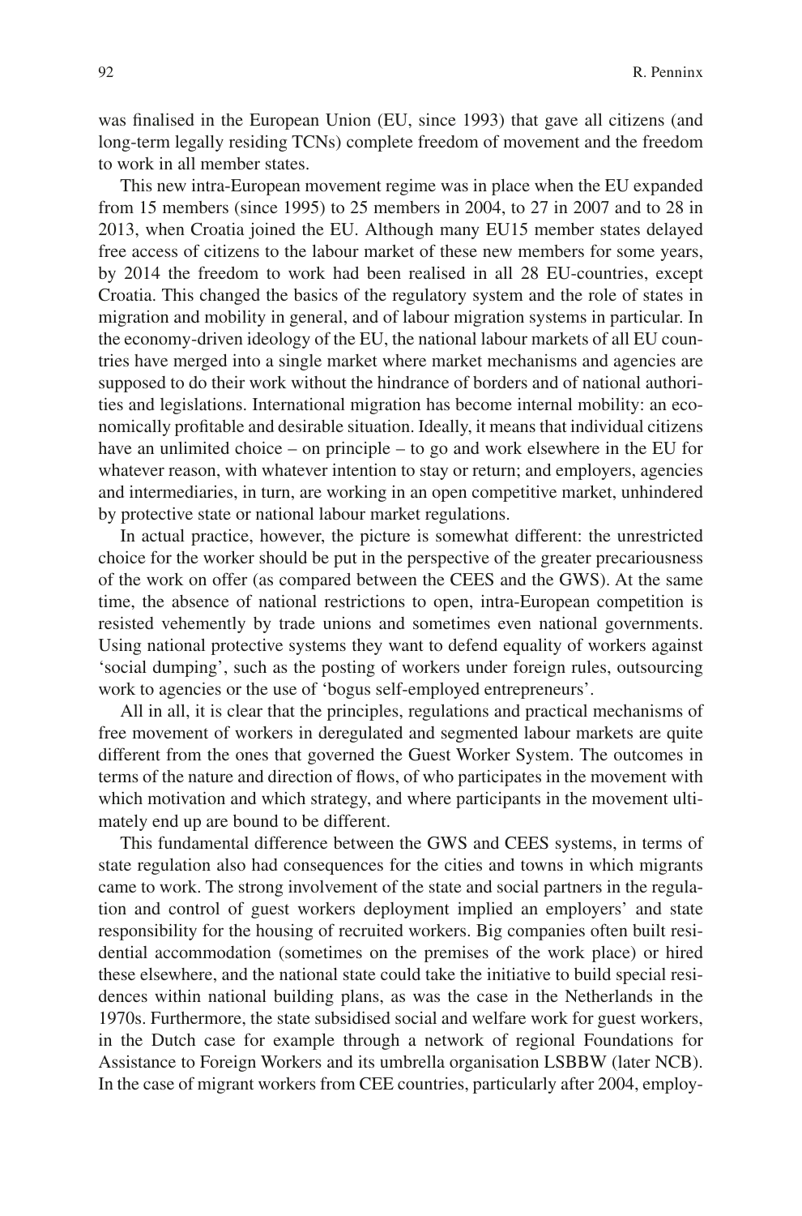was finalised in the European Union (EU, since 1993) that gave all citizens (and long-term legally residing TCNs) complete freedom of movement and the freedom to work in all member states.

This new intra-European movement regime was in place when the EU expanded from 15 members (since 1995) to 25 members in 2004, to 27 in 2007 and to 28 in 2013, when Croatia joined the EU. Although many EU15 member states delayed free access of citizens to the labour market of these new members for some years, by 2014 the freedom to work had been realised in all 28 EU-countries, except Croatia. This changed the basics of the regulatory system and the role of states in migration and mobility in general, and of labour migration systems in particular. In the economy-driven ideology of the EU, the national labour markets of all EU countries have merged into a single market where market mechanisms and agencies are supposed to do their work without the hindrance of borders and of national authorities and legislations. International migration has become internal mobility: an economically profitable and desirable situation. Ideally, it means that individual citizens have an unlimited choice – on principle – to go and work elsewhere in the EU for whatever reason, with whatever intention to stay or return; and employers, agencies and intermediaries, in turn, are working in an open competitive market, unhindered by protective state or national labour market regulations.

In actual practice, however, the picture is somewhat different: the unrestricted choice for the worker should be put in the perspective of the greater precariousness of the work on offer (as compared between the CEES and the GWS). At the same time, the absence of national restrictions to open, intra-European competition is resisted vehemently by trade unions and sometimes even national governments. Using national protective systems they want to defend equality of workers against 'social dumping', such as the posting of workers under foreign rules, outsourcing work to agencies or the use of 'bogus self-employed entrepreneurs'.

All in all, it is clear that the principles, regulations and practical mechanisms of free movement of workers in deregulated and segmented labour markets are quite different from the ones that governed the Guest Worker System. The outcomes in terms of the nature and direction of flows, of who participates in the movement with which motivation and which strategy, and where participants in the movement ultimately end up are bound to be different.

This fundamental difference between the GWS and CEES systems, in terms of state regulation also had consequences for the cities and towns in which migrants came to work. The strong involvement of the state and social partners in the regulation and control of guest workers deployment implied an employers' and state responsibility for the housing of recruited workers. Big companies often built residential accommodation (sometimes on the premises of the work place) or hired these elsewhere, and the national state could take the initiative to build special residences within national building plans, as was the case in the Netherlands in the 1970s. Furthermore, the state subsidised social and welfare work for guest workers, in the Dutch case for example through a network of regional Foundations for Assistance to Foreign Workers and its umbrella organisation LSBBW (later NCB). In the case of migrant workers from CEE countries, particularly after 2004, employ-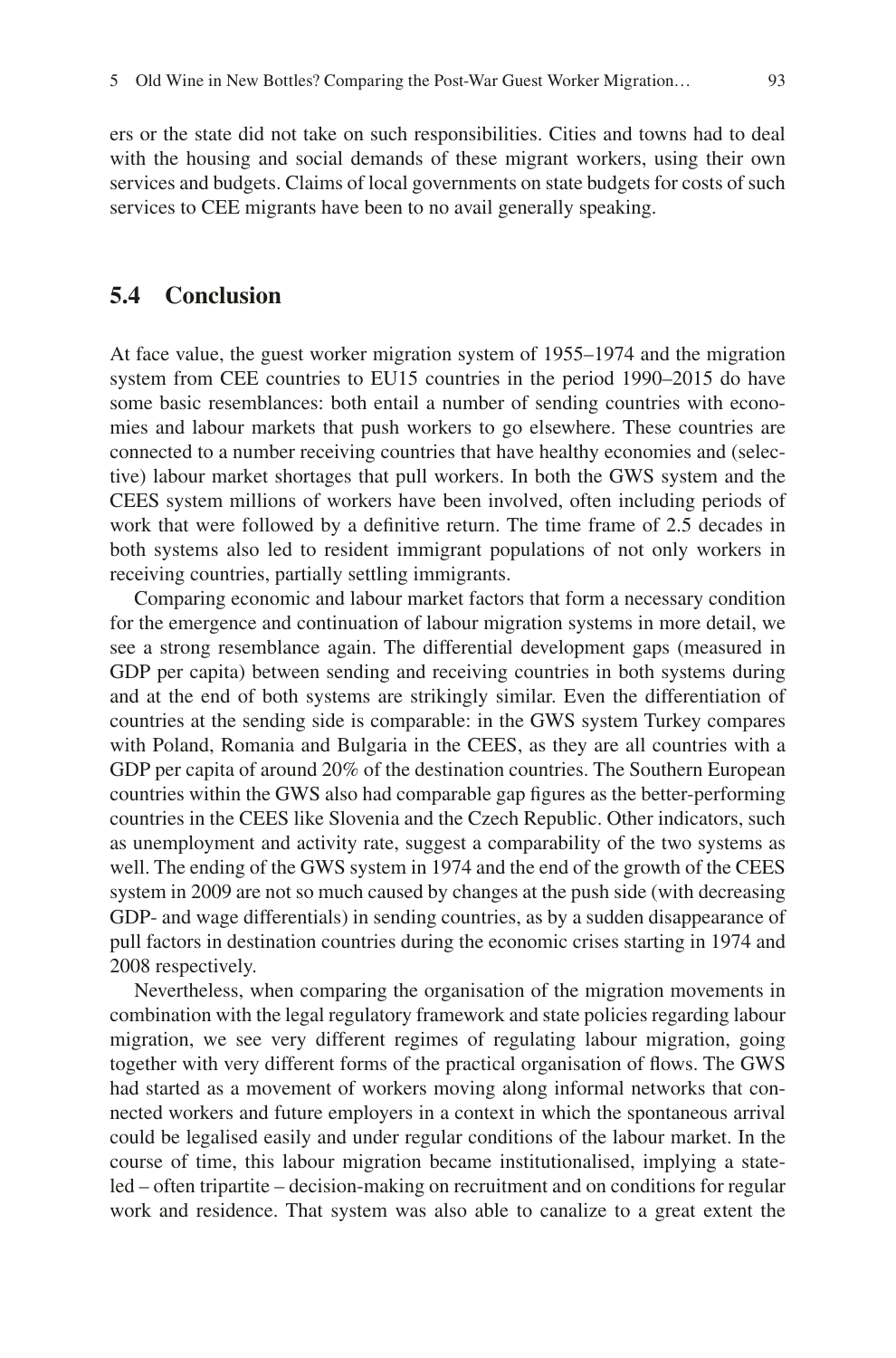ers or the state did not take on such responsibilities. Cities and towns had to deal with the housing and social demands of these migrant workers, using their own services and budgets. Claims of local governments on state budgets for costs of such services to CEE migrants have been to no avail generally speaking.

## 5.4 Conclusion

At face value, the guest worker migration system of 1955–1974 and the migration system from CEE countries to EU15 countries in the period 1990–2015 do have some basic resemblances: both entail a number of sending countries with economies and labour markets that push workers to go elsewhere. These countries are connected to a number receiving countries that have healthy economies and (selective) labour market shortages that pull workers. In both the GWS system and the CEES system millions of workers have been involved, often including periods of work that were followed by a definitive return. The time frame of 2.5 decades in both systems also led to resident immigrant populations of not only workers in receiving countries, partially settling immigrants.

Comparing economic and labour market factors that form a necessary condition for the emergence and continuation of labour migration systems in more detail, we see a strong resemblance again. The differential development gaps (measured in GDP per capita) between sending and receiving countries in both systems during and at the end of both systems are strikingly similar. Even the differentiation of countries at the sending side is comparable: in the GWS system Turkey compares with Poland, Romania and Bulgaria in the CEES, as they are all countries with a GDP per capita of around 20% of the destination countries. The Southern European countries within the GWS also had comparable gap figures as the better-performing countries in the CEES like Slovenia and the Czech Republic. Other indicators, such as unemployment and activity rate, suggest a comparability of the two systems as well. The ending of the GWS system in 1974 and the end of the growth of the CEES system in 2009 are not so much caused by changes at the push side (with decreasing GDP- and wage differentials) in sending countries, as by a sudden disappearance of pull factors in destination countries during the economic crises starting in 1974 and 2008 respectively.

Nevertheless, when comparing the organisation of the migration movements in combination with the legal regulatory framework and state policies regarding labour migration, we see very different regimes of regulating labour migration, going together with very different forms of the practical organisation of flows. The GWS had started as a movement of workers moving along informal networks that connected workers and future employers in a context in which the spontaneous arrival could be legalised easily and under regular conditions of the labour market. In the course of time, this labour migration became institutionalised, implying a state-led – often tripartite – decision-making on recruitment and on conditions for regular work and residence. That system was also able to canalize to a great extent the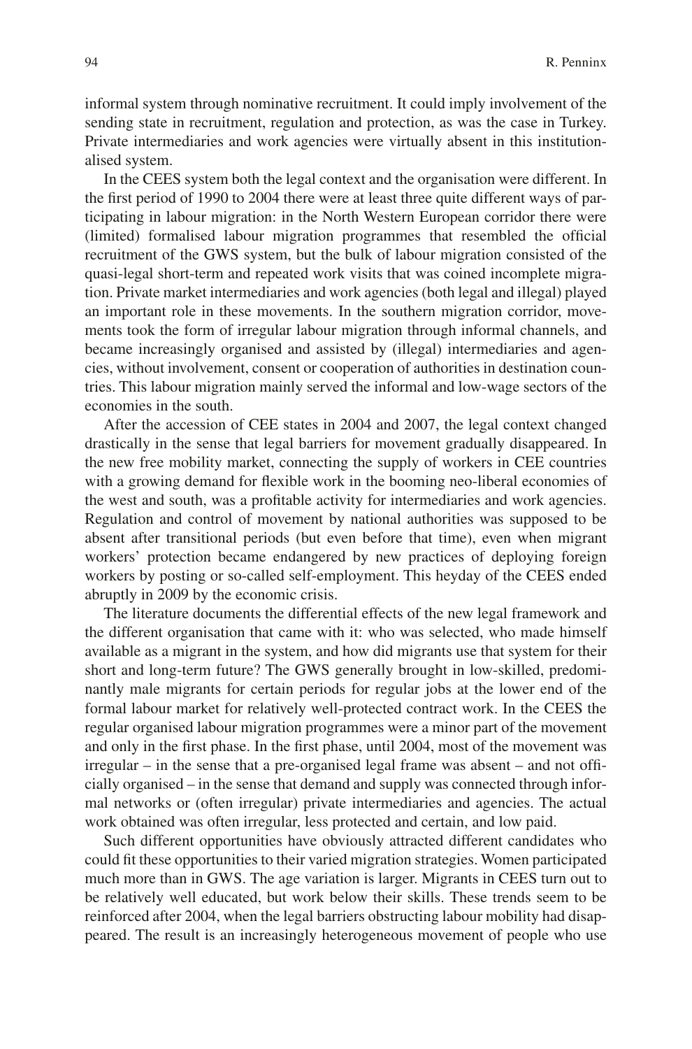informal system through nominative recruitment. It could imply involvement of the sending state in recruitment, regulation and protection, as was the case in Turkey. Private intermediaries and work agencies were virtually absent in this institutionalised system.

In the CEES system both the legal context and the organisation were different. In the first period of 1990 to 2004 there were at least three quite different ways of participating in labour migration: in the North Western European corridor there were (limited) formalised labour migration programmes that resembled the official recruitment of the GWS system, but the bulk of labour migration consisted of the quasi-legal short-term and repeated work visits that was coined incomplete migration. Private market intermediaries and work agencies (both legal and illegal) played an important role in these movements. In the southern migration corridor, movements took the form of irregular labour migration through informal channels, and became increasingly organised and assisted by (illegal) intermediaries and agencies, without involvement, consent or cooperation of authorities in destination countries. This labour migration mainly served the informal and low-wage sectors of the economies in the south.

After the accession of CEE states in 2004 and 2007, the legal context changed drastically in the sense that legal barriers for movement gradually disappeared. In the new free mobility market, connecting the supply of workers in CEE countries with a growing demand for flexible work in the booming neo-liberal economies of the west and south, was a profitable activity for intermediaries and work agencies. Regulation and control of movement by national authorities was supposed to be absent after transitional periods (but even before that time), even when migrant workers' protection became endangered by new practices of deploying foreign workers by posting or so-called self-employment. This heyday of the CEES ended abruptly in 2009 by the economic crisis.

The literature documents the differential effects of the new legal framework and the different organisation that came with it: who was selected, who made himself available as a migrant in the system, and how did migrants use that system for their short and long-term future? The GWS generally brought in low-skilled, predominantly male migrants for certain periods for regular jobs at the lower end of the formal labour market for relatively well-protected contract work. In the CEES the regular organised labour migration programmes were a minor part of the movement and only in the first phase. In the first phase, until 2004, most of the movement was irregular – in the sense that a pre-organised legal frame was absent – and not officially organised – in the sense that demand and supply was connected through informal networks or (often irregular) private intermediaries and agencies. The actual work obtained was often irregular, less protected and certain, and low paid.

Such different opportunities have obviously attracted different candidates who could fit these opportunities to their varied migration strategies. Women participated much more than in GWS. The age variation is larger. Migrants in CEES turn out to be relatively well educated, but work below their skills. These trends seem to be reinforced after 2004, when the legal barriers obstructing labour mobility had disappeared. The result is an increasingly heterogeneous movement of people who use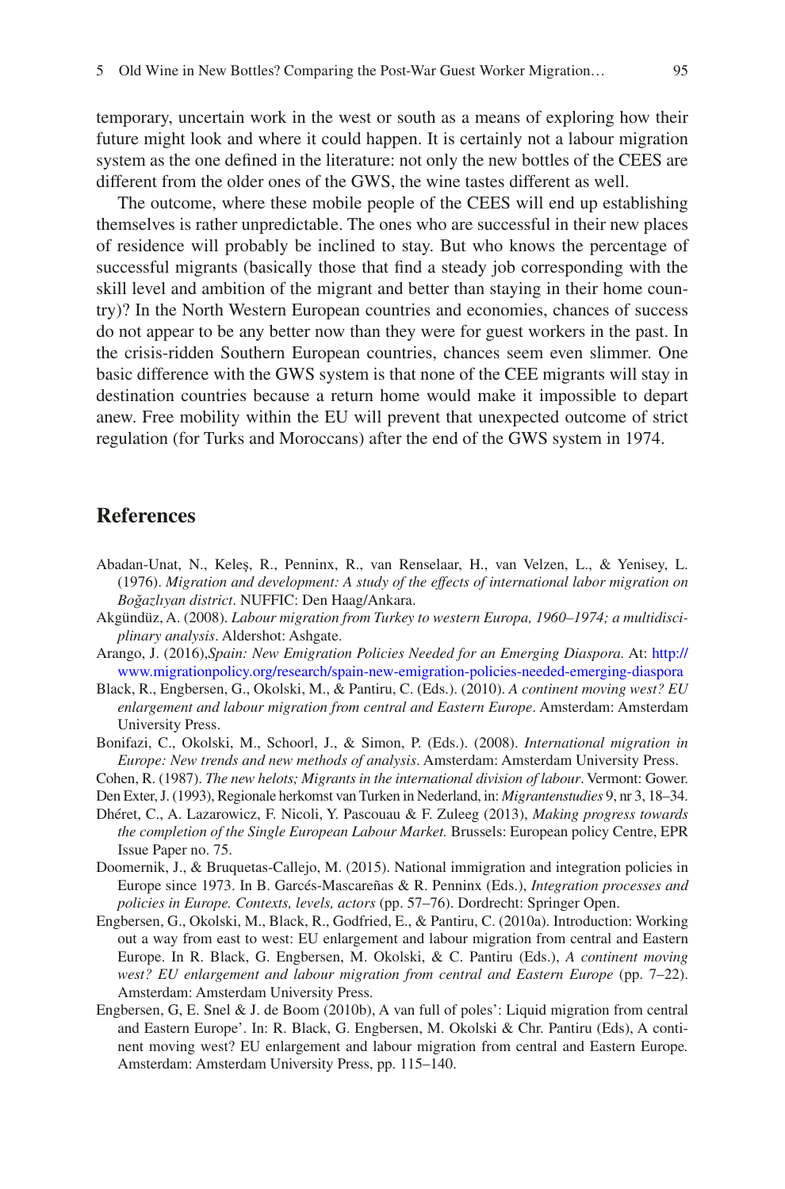temporary, uncertain work in the west or south as a means of exploring how their future might look and where it could happen. It is certainly not a labour migration system as the one defined in the literature: not only the new bottles of the CEES are different from the older ones of the GWS, the wine tastes different as well.

The outcome, where these mobile people of the CEES will end up establishing themselves is rather unpredictable. The ones who are successful in their new places of residence will probably be inclined to stay. But who knows the percentage of successful migrants (basically those that find a steady job corresponding with the skill level and ambition of the migrant and better than staying in their home country)? In the North Western European countries and economies, chances of success do not appear to be any better now than they were for guest workers in the past. In the crisis-ridden Southern European countries, chances seem even slimmer. One basic difference with the GWS system is that none of the CEE migrants will stay in destination countries because a return home would make it impossible to depart anew. Free mobility within the EU will prevent that unexpected outcome of strict regulation (for Turks and Moroccans) after the end of the GWS system in 1974.

## References

Abadan-Unat, N., Keleş, R., Penninx, R., van Renselaar, H., van Velzen, L., & Yenisey, L. (1976). *Migration and development: A study of the effects of international labor migration on Boğazlıyan district*. NUFFIC: Den Haag/Ankara.

Akgündüz, A. (2008). *Labour migration from Turkey to western Europa, 1960–1974; a multidisciplinary analysis*. Aldershot: Ashgate.

Arango, J. (2016),*Spain: New Emigration Policies Needed for an Emerging Diaspora.* At: http://www.migrationpolicy.org/research/spain-new-emigration-policies-needed-emerging-diaspora

Black, R., Engbersen, G., Okolski, M., & Pantiru, C. (Eds.). (2010). *A continent moving west? EU enlargement and labour migration from central and Eastern Europe*. Amsterdam: Amsterdam University Press.

Bonifazi, C., Okolski, M., Schoorl, J., & Simon, P. (Eds.). (2008). *International migration in Europe: New trends and new methods of analysis*. Amsterdam: Amsterdam University Press.

Cohen, R. (1987). *The new helots; Migrants in the international division of labour*. Vermont: Gower.

Den Exter, J. (1993), Regionale herkomst van Turken in Nederland, in: *Migrantenstudies* 9, nr 3, 18–34.

Dhéret, C., A. Lazarowicz, F. Nicoli, Y. Pascouau & F. Zuleeg (2013), *Making progress towards the completion of the Single European Labour Market.* Brussels: European policy Centre, EPR Issue Paper no. 75.

Doomernik, J., & Bruquetas-Callejo, M. (2015). National immigration and integration policies in Europe since 1973. In B. Garcés-Mascareñas & R. Penninx (Eds.), *Integration processes and policies in Europe. Contexts, levels, actors* (pp. 57–76). Dordrecht: Springer Open.

Engbersen, G., Okolski, M., Black, R., Godfried, E., & Pantiru, C. (2010a). Introduction: Working out a way from east to west: EU enlargement and labour migration from central and Eastern Europe. In R. Black, G. Engbersen, M. Okolski, & C. Pantiru (Eds.), *A continent moving west? EU enlargement and labour migration from central and Eastern Europe* (pp. 7–22). Amsterdam: Amsterdam University Press.

Engbersen, G, E. Snel & J. de Boom (2010b), A van full of poles': Liquid migration from central and Eastern Europe'. In: R. Black, G. Engbersen, M. Okolski & Chr. Pantiru (Eds), A continent moving west? EU enlargement and labour migration from central and Eastern Europe. Amsterdam: Amsterdam University Press, pp. 115–140.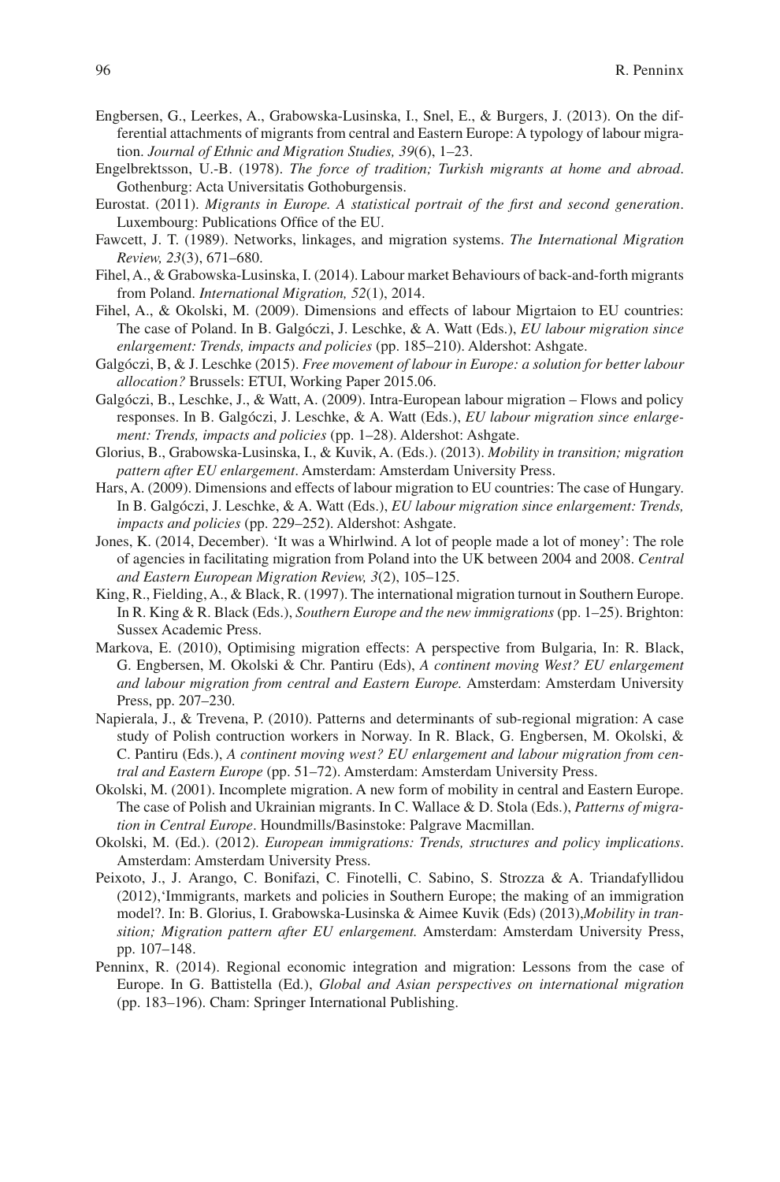Engbersen, G., Leerkes, A., Grabowska-Lusinska, I., Snel, E., & Burgers, J. (2013). On the differential attachments of migrants from central and Eastern Europe: A typology of labour migration. *Journal of Ethnic and Migration Studies, 39*(6), 1–23.

Engelbrektsson, U.-B. (1978). *The force of tradition; Turkish migrants at home and abroad*. Gothenburg: Acta Universitatis Gothoburgensis.

Eurostat. (2011). *Migrants in Europe. A statistical portrait of the first and second generation*. Luxembourg: Publications Office of the EU.

Fawcett, J. T. (1989). Networks, linkages, and migration systems. *The International Migration Review, 23*(3), 671–680.

Fihel, A., & Grabowska-Lusinska, I. (2014). Labour market Behaviours of back-and-forth migrants from Poland. *International Migration, 52*(1), 2014.

Fihel, A., & Okolski, M. (2009). Dimensions and effects of labour Migrtaion to EU countries: The case of Poland. In B. Galgóczi, J. Leschke, & A. Watt (Eds.), *EU labour migration since enlargement: Trends, impacts and policies* (pp. 185–210). Aldershot: Ashgate.

Galgóczi, B, & J. Leschke (2015). *Free movement of labour in Europe: a solution for better labour allocation?* Brussels: ETUI, Working Paper 2015.06.

Galgóczi, B., Leschke, J., & Watt, A. (2009). Intra-European labour migration – Flows and policy responses. In B. Galgóczi, J. Leschke, & A. Watt (Eds.), *EU labour migration since enlargement: Trends, impacts and policies* (pp. 1–28). Aldershot: Ashgate.

Glorius, B., Grabowska-Lusinska, I., & Kuvik, A. (Eds.). (2013). *Mobility in transition; migration pattern after EU enlargement*. Amsterdam: Amsterdam University Press.

Hars, A. (2009). Dimensions and effects of labour migration to EU countries: The case of Hungary. In B. Galgóczi, J. Leschke, & A. Watt (Eds.), *EU labour migration since enlargement: Trends, impacts and policies* (pp. 229–252). Aldershot: Ashgate.

Jones, K. (2014, December). 'It was a Whirlwind. A lot of people made a lot of money': The role of agencies in facilitating migration from Poland into the UK between 2004 and 2008. *Central and Eastern European Migration Review, 3*(2), 105–125.

King, R., Fielding, A., & Black, R. (1997). The international migration turnout in Southern Europe. In R. King & R. Black (Eds.), *Southern Europe and the new immigrations* (pp. 1–25). Brighton: Sussex Academic Press.

Markova, E. (2010), Optimising migration effects: A perspective from Bulgaria, In: R. Black, G. Engbersen, M. Okolski & Chr. Pantiru (Eds), *A continent moving West? EU enlargement and labour migration from central and Eastern Europe.* Amsterdam: Amsterdam University Press, pp. 207–230.

Napierala, J., & Trevena, P. (2010). Patterns and determinants of sub-regional migration: A case study of Polish contruction workers in Norway. In R. Black, G. Engbersen, M. Okolski, & C. Pantiru (Eds.), *A continent moving west? EU enlargement and labour migration from central and Eastern Europe* (pp. 51–72). Amsterdam: Amsterdam University Press.

Okolski, M. (2001). Incomplete migration. A new form of mobility in central and Eastern Europe. The case of Polish and Ukrainian migrants. In C. Wallace & D. Stola (Eds.), *Patterns of migration in Central Europe*. Houndmills/Basinstoke: Palgrave Macmillan.

Okolski, M. (Ed.). (2012). *European immigrations: Trends, structures and policy implications*. Amsterdam: Amsterdam University Press.

Peixoto, J., J. Arango, C. Bonifazi, C. Finotelli, C. Sabino, S. Strozza & A. Triandafyllidou (2012),'Immigrants, markets and policies in Southern Europe; the making of an immigration model?. In: B. Glorius, I. Grabowska-Lusinska & Aimee Kuvik (Eds) (2013),*Mobility in transition; Migration pattern after EU enlargement.* Amsterdam: Amsterdam University Press, pp. 107–148.

Penninx, R. (2014). Regional economic integration and migration: Lessons from the case of Europe. In G. Battistella (Ed.), *Global and Asian perspectives on international migration* (pp. 183–196). Cham: Springer International Publishing.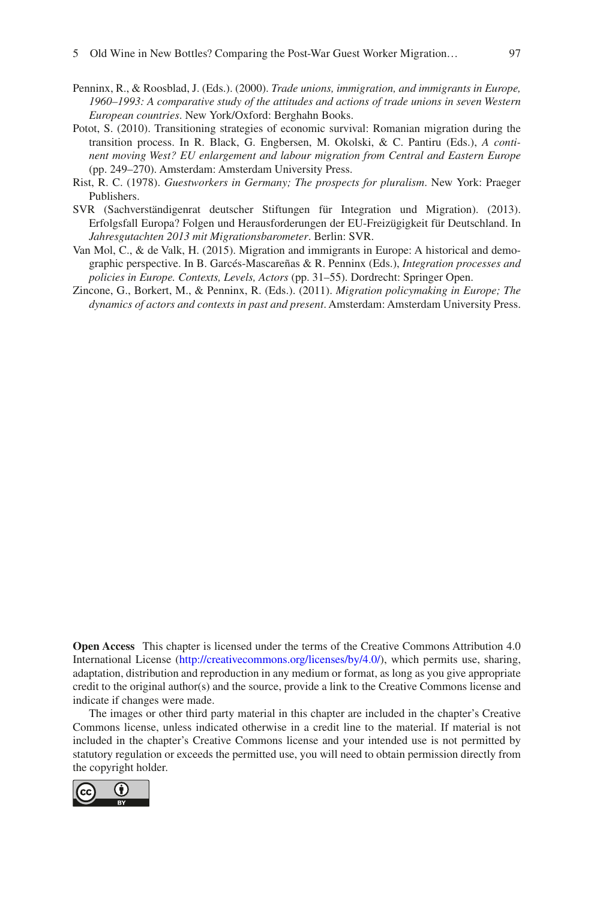Penninx, R., & Roosblad, J. (Eds.). (2000). *Trade unions, immigration, and immigrants in Europe, 1960–1993: A comparative study of the attitudes and actions of trade unions in seven Western European countries*. New York/Oxford: Berghahn Books.

Potot, S. (2010). Transitioning strategies of economic survival: Romanian migration during the transition process. In R. Black, G. Engbersen, M. Okolski, & C. Pantiru (Eds.), *A continent moving West? EU enlargement and labour migration from Central and Eastern Europe* (pp. 249–270). Amsterdam: Amsterdam University Press.

Rist, R. C. (1978). *Guestworkers in Germany; The prospects for pluralism*. New York: Praeger Publishers.

SVR (Sachverständigenrat deutscher Stiftungen für Integration und Migration). (2013). Erfolgsfall Europa? Folgen und Herausforderungen der EU-Freizügigkeit für Deutschland. In *Jahresgutachten 2013 mit Migrationsbarometer*. Berlin: SVR.

Van Mol, C., & de Valk, H. (2015). Migration and immigrants in Europe: A historical and demographic perspective. In B. Garcés-Mascareñas & R. Penninx (Eds.), *Integration processes and policies in Europe. Contexts, Levels, Actors* (pp. 31–55). Dordrecht: Springer Open.

Zincone, G., Borkert, M., & Penninx, R. (Eds.). (2011). *Migration policymaking in Europe; The dynamics of actors and contexts in past and present*. Amsterdam: Amsterdam University Press.

**Open Access** This chapter is licensed under the terms of the Creative Commons Attribution 4.0 International License (http://creativecommons.org/licenses/by/4.0/), which permits use, sharing, adaptation, distribution and reproduction in any medium or format, as long as you give appropriate credit to the original author(s) and the source, provide a link to the Creative Commons license and indicate if changes were made.

The images or other third party material in this chapter are included in the chapter's Creative Commons license, unless indicated otherwise in a credit line to the material. If material is not included in the chapter's Creative Commons license and your intended use is not permitted by statutory regulation or exceeds the permitted use, you will need to obtain permission directly from the copyright holder.